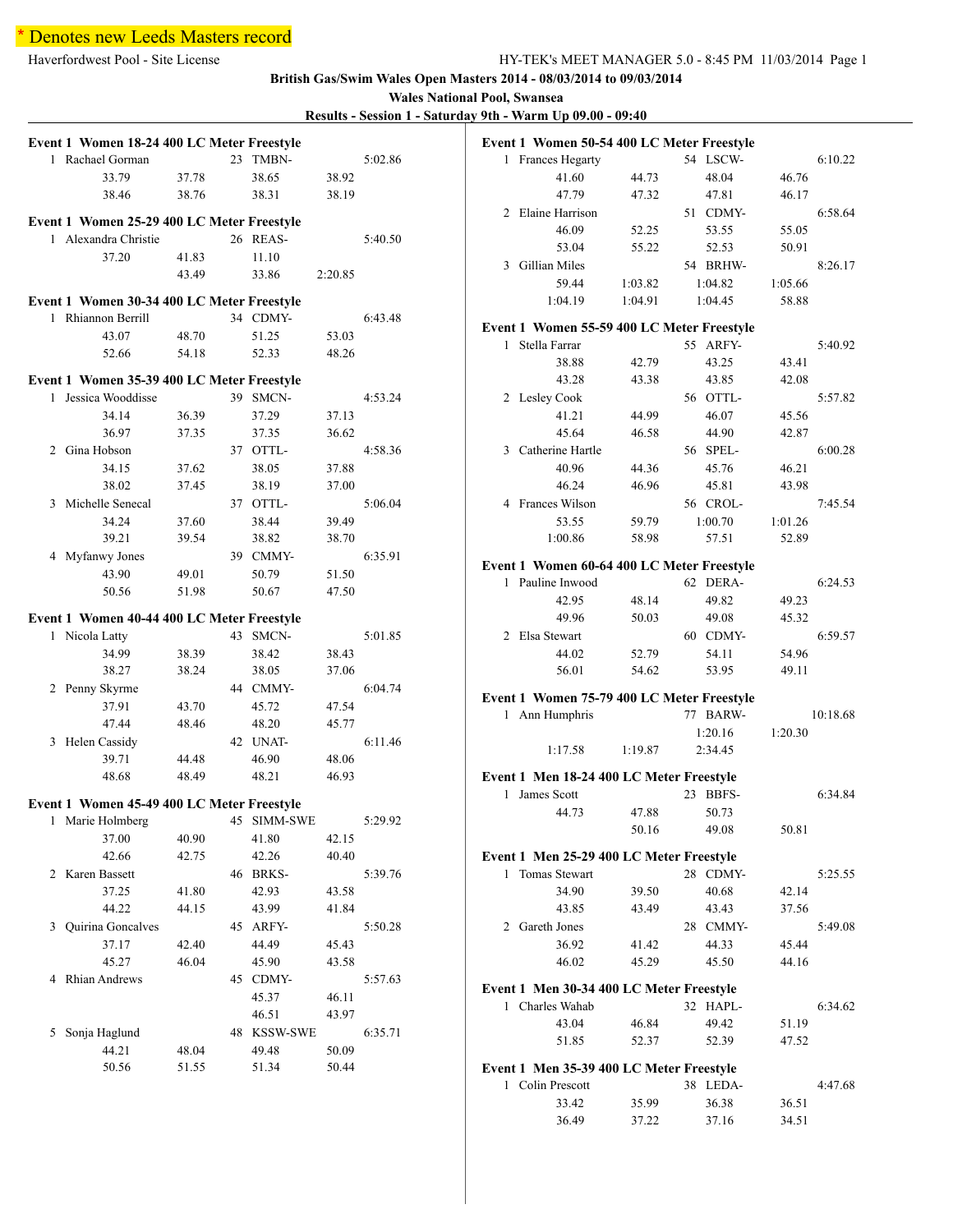\* Denotes new Leeds Masters record

Haverfordwest Pool - Site License

HY-TEK's MEET MANAGER 5.0 - 8:45 PM 11/03/2014 Page 1

**British Gas/Swim Wales Open Masters 2014 - 08/03/2014 to 09/03/2014**

**Wales National Pool, Swansea**

**Results - Session 1 - Saturday 9th - Warm Up 09.00 - 09:40**

**Event 1 Women 18-24 400 LC Meter Freestyle**

1 Rachael Gorman 23 TMBN- 5:02.86
33.79 37.78 38.65 38.92
38.46 38.76 38.31 38.19

**Event 1 Women 25-29 400 LC Meter Freestyle**

1 Alexandra Christie 26 REAS- 5:40.50
37.20 41.83 11.10
43.49 33.86 2:20.85

**Event 1 Women 30-34 400 LC Meter Freestyle**

1 Rhiannon Berrill 34 CDMY- 6:43.48
43.07 48.70 51.25 53.03
52.66 54.18 52.33 48.26

**Event 1 Women 35-39 400 LC Meter Freestyle**

1 Jessica Wooddisse 39 SMCN- 4:53.24
34.14 36.39 37.29 37.13
36.97 37.35 37.35 36.62

2 Gina Hobson 37 OTTL- 4:58.36
34.15 37.62 38.05 37.88
38.02 37.45 38.19 37.00

3 Michelle Senecal 37 OTTL- 5:06.04
34.24 37.60 38.44 39.49
39.21 39.54 38.82 38.70

4 Myfanwy Jones 39 CMMY- 6:35.91
43.90 49.01 50.79 51.50
50.56 51.98 50.67 47.50

**Event 1 Women 40-44 400 LC Meter Freestyle**

1 Nicola Latty 43 SMCN- 5:01.85
34.99 38.39 38.42 38.43
38.27 38.24 38.05 37.06

2 Penny Skyrme 44 CMMY- 6:04.74
37.91 43.70 45.72 47.54
47.44 48.46 48.20 45.77

3 Helen Cassidy 42 UNAT- 6:11.46
39.71 44.48 46.90 48.06
48.68 48.49 48.21 46.93

**Event 1 Women 45-49 400 LC Meter Freestyle**

1 Marie Holmberg 45 SIMM-SWE 5:29.92
37.00 40.90 41.80 42.15
42.66 42.75 42.26 40.40

2 Karen Bassett 46 BRKS- 5:39.76
37.25 41.80 42.93 43.58
44.22 44.15 43.99 41.84

3 Quirina Goncalves 45 ARFY- 5:50.28
37.17 42.40 44.49 45.43
45.27 46.04 45.90 43.58

4 Rhian Andrews 45 CDMY- 5:57.63
45.37 46.11
46.51 43.97

5 Sonja Haglund 48 KSSW-SWE 6:35.71
44.21 48.04 49.48 50.09
50.56 51.55 51.34 50.44

**Event 1 Women 50-54 400 LC Meter Freestyle**

1 Frances Hegarty 54 LSCW- 6:10.22
41.60 44.73 48.04 46.76
47.79 47.32 47.81 46.17

2 Elaine Harrison 51 CDMY- 6:58.64
46.09 52.25 53.55 55.05
53.04 55.22 52.53 50.91

3 Gillian Miles 54 BRHW- 8:26.17
59.44 1:03.82 1:04.82 1:05.66
1:04.19 1:04.91 1:04.45 58.88

**Event 1 Women 55-59 400 LC Meter Freestyle**

1 Stella Farrar 55 ARFY- 5:40.92
38.88 42.79 43.25 43.41
43.28 43.38 43.85 42.08

2 Lesley Cook 56 OTTL- 5:57.82
41.21 44.99 46.07 45.56
45.64 46.58 44.90 42.87

3 Catherine Hartle 56 SPEL- 6:00.28
40.96 44.36 45.76 46.21
46.24 46.96 45.81 43.98

4 Frances Wilson 56 CROL- 7:45.54
53.55 59.79 1:00.70 1:01.26
1:00.86 58.98 57.51 52.89

**Event 1 Women 60-64 400 LC Meter Freestyle**

1 Pauline Inwood 62 DERA- 6:24.53
42.95 48.14 49.82 49.23
49.96 50.03 49.08 45.32

2 Elsa Stewart 60 CDMY- 6:59.57
44.02 52.79 54.11 54.96
56.01 54.62 53.95 49.11

**Event 1 Women 75-79 400 LC Meter Freestyle**

1 Ann Humphris 77 BARW- 10:18.68
1:20.16 1:20.30
1:17.58 1:19.87 2:34.45

**Event 1 Men 18-24 400 LC Meter Freestyle**

1 James Scott 23 BBFS- 6:34.84
44.73 47.88 50.73
50.16 49.08 50.81

**Event 1 Men 25-29 400 LC Meter Freestyle**

1 Tomas Stewart 28 CDMY- 5:25.55
34.90 39.50 40.68 42.14
43.85 43.49 43.43 37.56

2 Gareth Jones 28 CMMY- 5:49.08
36.92 41.42 44.33 45.44
46.02 45.29 45.50 44.16

**Event 1 Men 30-34 400 LC Meter Freestyle**

1 Charles Wahab 32 HAPL- 6:34.62
43.04 46.84 49.42 51.19
51.85 52.37 52.39 47.52

**Event 1 Men 35-39 400 LC Meter Freestyle**

1 Colin Prescott 38 LEDA- 4:47.68
33.42 35.99 36.38 36.51
36.49 37.22 37.16 34.51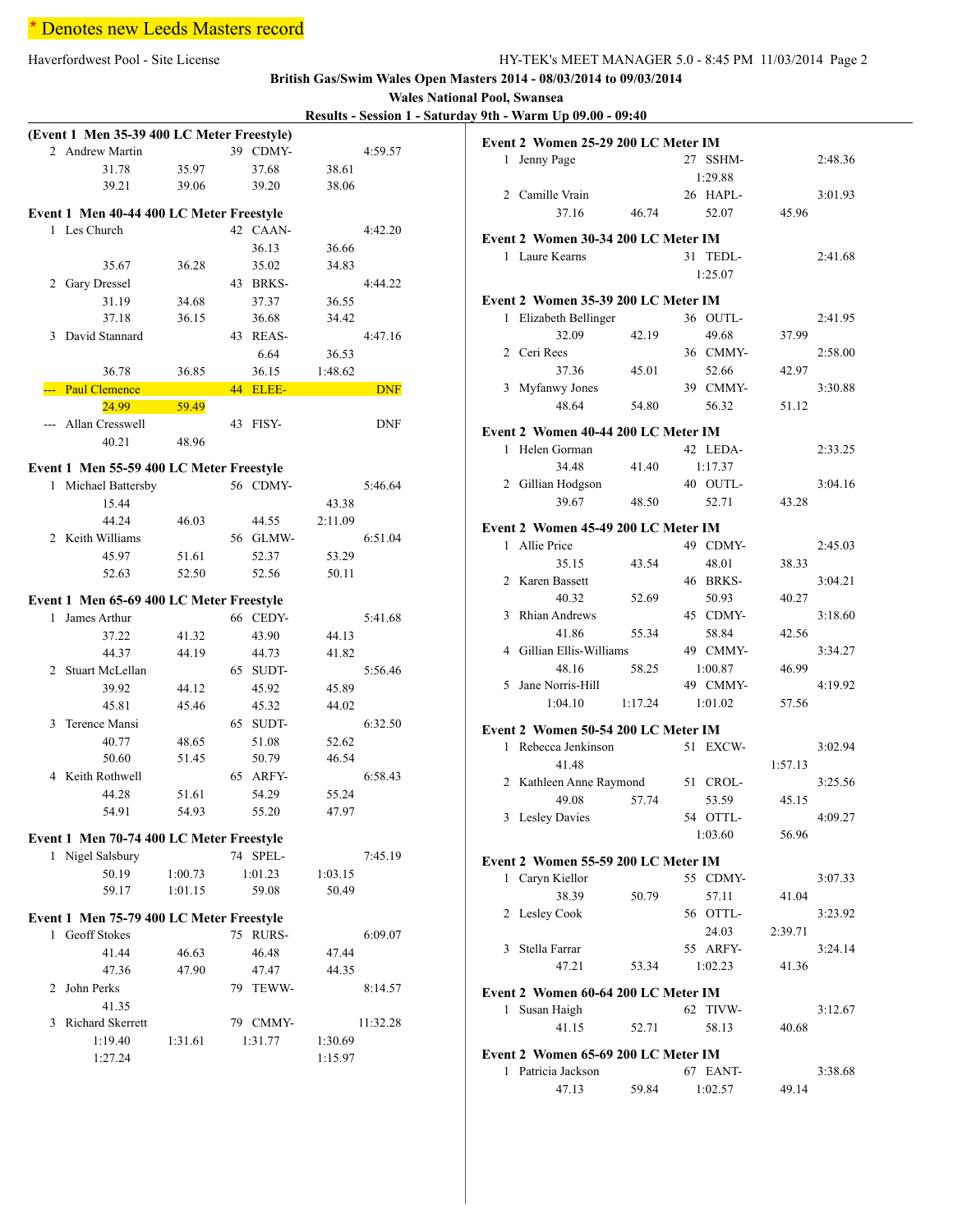\* Denotes new Leeds Masters record

Haverfordwest Pool - Site License

## British Gas/Swim Wales Open Masters 2014 - 08/03/2014 to 09/03/2014

### Wales National Pool, Swansea

### Results - Session 1 - Saturday 9th - Warm Up 09.00 - 09:40

**(Event 1 Men 35-39 400 LC Meter Freestyle)**

| | | | | |
|---|---|---|---|---|
| 2 Andrew Martin | | 39 CDMY- | | 4:59.57 |
| 31.78 | 35.97 | 37.68 | 38.61 | |
| 39.21 | 39.06 | 39.20 | 38.06 | |

**Event 1 Men 40-44 400 LC Meter Freestyle**

| | | | | |
|---|---|---|---|---|
| 1 Les Church | | 42 CAAN- | | 4:42.20 |
| | | 36.13 | 36.66 | |
| 35.67 | 36.28 | 35.02 | 34.83 | |
| 2 Gary Dressel | | 43 BRKS- | | 4:44.22 |
| 31.19 | 34.68 | 37.37 | 36.55 | |
| 37.18 | 36.15 | 36.68 | 34.42 | |
| 3 David Stannard | | 43 REAS- | | 4:47.16 |
| | | 6.64 | 36.53 | |
| 36.78 | 36.85 | 36.15 | 1:48.62 | |
| --- Paul Clemence | | 44 ELEE- | | DNF |
| 24.99 | 59.49 | | | |
| --- Allan Cresswell | | 43 FISY- | | DNF |
| 40.21 | 48.96 | | | |

**Event 1 Men 55-59 400 LC Meter Freestyle**

| | | | | |
|---|---|---|---|---|
| 1 Michael Battersby | | 56 CDMY- | | 5:46.64 |
| 15.44 | | | 43.38 | |
| 44.24 | 46.03 | 44.55 | 2:11.09 | |
| 2 Keith Williams | | 56 GLMW- | | 6:51.04 |
| 45.97 | 51.61 | 52.37 | 53.29 | |
| 52.63 | 52.50 | 52.56 | 50.11 | |

**Event 1 Men 65-69 400 LC Meter Freestyle**

| | | | | |
|---|---|---|---|---|
| 1 James Arthur | | 66 CEDY- | | 5:41.68 |
| 37.22 | 41.32 | 43.90 | 44.13 | |
| 44.37 | 44.19 | 44.73 | 41.82 | |
| 2 Stuart McLellan | | 65 SUDT- | | 5:56.46 |
| 39.92 | 44.12 | 45.92 | 45.89 | |
| 45.81 | 45.46 | 45.32 | 44.02 | |
| 3 Terence Mansi | | 65 SUDT- | | 6:32.50 |
| 40.77 | 48.65 | 51.08 | 52.62 | |
| 50.60 | 51.45 | 50.79 | 46.54 | |
| 4 Keith Rothwell | | 65 ARFY- | | 6:58.43 |
| 44.28 | 51.61 | 54.29 | 55.24 | |
| 54.91 | 54.93 | 55.20 | 47.97 | |

**Event 1 Men 70-74 400 LC Meter Freestyle**

| | | | | |
|---|---|---|---|---|
| 1 Nigel Salsbury | | 74 SPEL- | | 7:45.19 |
| 50.19 | 1:00.73 | 1:01.23 | 1:03.15 | |
| 59.17 | 1:01.15 | 59.08 | 50.49 | |

**Event 1 Men 75-79 400 LC Meter Freestyle**

| | | | | |
|---|---|---|---|---|
| 1 Geoff Stokes | | 75 RURS- | | 6:09.07 |
| 41.44 | 46.63 | 46.48 | 47.44 | |
| 47.36 | 47.90 | 47.47 | 44.35 | |
| 2 John Perks | | 79 TEWW- | | 8:14.57 |
| 41.35 | | | | |
| 3 Richard Skerrett | | 79 CMMY- | | 11:32.28 |
| 1:19.40 | 1:31.61 | 1:31.77 | 1:30.69 | |
| 1:27.24 | | | 1:15.97 | |

**Event 2 Women 25-29 200 LC Meter IM**

| | | | | |
|---|---|---|---|---|
| 1 Jenny Page | | 27 SSHM- | | 2:48.36 |
| | | 1:29.88 | | |
| 2 Camille Vrain | | 26 HAPL- | | 3:01.93 |
| 37.16 | 46.74 | 52.07 | 45.96 | |

**Event 2 Women 30-34 200 LC Meter IM**

| | | | | |
|---|---|---|---|---|
| 1 Laure Kearns | | 31 TEDL- | | 2:41.68 |
| | | 1:25.07 | | |

**Event 2 Women 35-39 200 LC Meter IM**

| | | | | |
|---|---|---|---|---|
| 1 Elizabeth Bellinger | | 36 OUTL- | | 2:41.95 |
| 32.09 | 42.19 | 49.68 | 37.99 | |
| 2 Ceri Rees | | 36 CMMY- | | 2:58.00 |
| 37.36 | 45.01 | 52.66 | 42.97 | |
| 3 Myfanwy Jones | | 39 CMMY- | | 3:30.88 |
| 48.64 | 54.80 | 56.32 | 51.12 | |

**Event 2 Women 40-44 200 LC Meter IM**

| | | | | |
|---|---|---|---|---|
| 1 Helen Gorman | | 42 LEDA- | | 2:33.25 |
| 34.48 | 41.40 | 1:17.37 | | |
| 2 Gillian Hodgson | | 40 OUTL- | | 3:04.16 |
| 39.67 | 48.50 | 52.71 | 43.28 | |

**Event 2 Women 45-49 200 LC Meter IM**

| | | | | |
|---|---|---|---|---|
| 1 Allie Price | | 49 CDMY- | | 2:45.03 |
| 35.15 | 43.54 | 48.01 | 38.33 | |
| 2 Karen Bassett | | 46 BRKS- | | 3:04.21 |
| 40.32 | 52.69 | 50.93 | 40.27 | |
| 3 Rhian Andrews | | 45 CDMY- | | 3:18.60 |
| 41.86 | 55.34 | 58.84 | 42.56 | |
| 4 Gillian Ellis-Williams | | 49 CMMY- | | 3:34.27 |
| 48.16 | 58.25 | 1:00.87 | 46.99 | |
| 5 Jane Norris-Hill | | 49 CMMY- | | 4:19.92 |
| 1:04.10 | 1:17.24 | 1:01.02 | 57.56 | |

**Event 2 Women 50-54 200 LC Meter IM**

| | | | | |
|---|---|---|---|---|
| 1 Rebecca Jenkinson | | 51 EXCW- | | 3:02.94 |
| 41.48 | | | 1:57.13 | |
| 2 Kathleen Anne Raymond | | 51 CROL- | | 3:25.56 |
| 49.08 | 57.74 | 53.59 | 45.15 | |
| 3 Lesley Davies | | 54 OTTL- | | 4:09.27 |
| | | 1:03.60 | 56.96 | |

**Event 2 Women 55-59 200 LC Meter IM**

| | | | | |
|---|---|---|---|---|
| 1 Caryn Kiellor | | 55 CDMY- | | 3:07.33 |
| 38.39 | 50.79 | 57.11 | 41.04 | |
| 2 Lesley Cook | | 56 OTTL- | | 3:23.92 |
| | | 24.03 | 2:39.71 | |
| 3 Stella Farrar | | 55 ARFY- | | 3:24.14 |
| 47.21 | 53.34 | 1:02.23 | 41.36 | |

**Event 2 Women 60-64 200 LC Meter IM**

| | | | | |
|---|---|---|---|---|
| 1 Susan Haigh | | 62 TIVW- | | 3:12.67 |
| 41.15 | 52.71 | 58.13 | 40.68 | |

**Event 2 Women 65-69 200 LC Meter IM**

| | | | | |
|---|---|---|---|---|
| 1 Patricia Jackson | | 67 EANT- | | 3:38.68 |
| 47.13 | 59.84 | 1:02.57 | 49.14 | |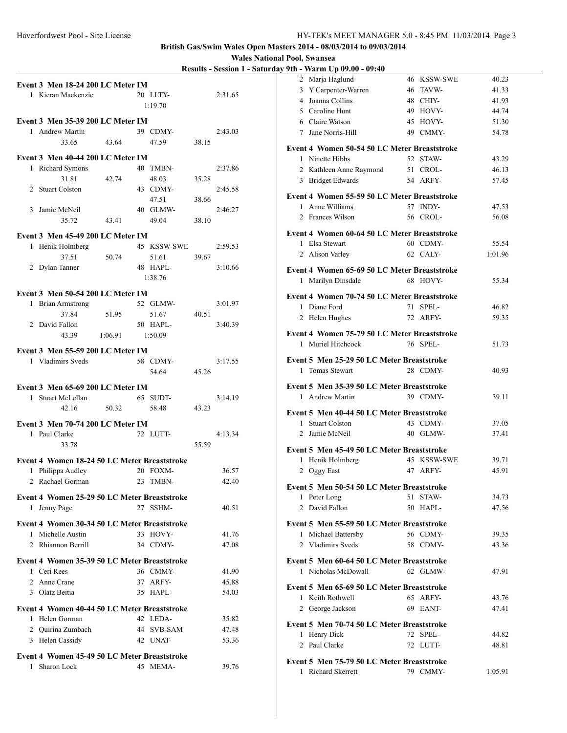British Gas/Swim Wales Open Masters 2014 - 08/03/2014 to 09/03/2014

Wales National Pool, Swansea

Results - Session 1 - Saturday 9th - Warm Up 09.00 - 09:40

**Event 3 Men 18-24 200 LC Meter IM**

| | | | | | |
|---|---|---|---|---|---|
| 1 | Kieran Mackenzie | 20 | LLTY- | | 2:31.65 |
| | | | 1:19.70 | | |

**Event 3 Men 35-39 200 LC Meter IM**

| | | | | | |
|---|---|---|---|---|---|
| 1 | Andrew Martin | 39 | CDMY- | | 2:43.03 |
| | 33.65 | 43.64 | 47.59 | 38.15 | |

**Event 3 Men 40-44 200 LC Meter IM**

| | | | | | |
|---|---|---|---|---|---|
| 1 | Richard Symons | 40 | TMBN- | | 2:37.86 |
| | 31.81 | 42.74 | 48.03 | 35.28 | |
| 2 | Stuart Colston | 43 | CDMY- | | 2:45.58 |
| | | | 47.51 | 38.66 | |
| 3 | Jamie McNeil | 40 | GLMW- | | 2:46.27 |
| | 35.72 | 43.41 | 49.04 | 38.10 | |

**Event 3 Men 45-49 200 LC Meter IM**

| | | | | | |
|---|---|---|---|---|---|
| 1 | Henik Holmberg | 45 | KSSW-SWE | | 2:59.53 |
| | 37.51 | 50.74 | 51.61 | 39.67 | |
| 2 | Dylan Tanner | 48 | HAPL- | | 3:10.66 |
| | | | 1:38.76 | | |

**Event 3 Men 50-54 200 LC Meter IM**

| | | | | | |
|---|---|---|---|---|---|
| 1 | Brian Armstrong | 52 | GLMW- | | 3:01.97 |
| | 37.84 | 51.95 | 51.67 | 40.51 | |
| 2 | David Fallon | 50 | HAPL- | | 3:40.39 |
| | 43.39 | 1:06.91 | 1:50.09 | | |

**Event 3 Men 55-59 200 LC Meter IM**

| | | | | | |
|---|---|---|---|---|---|
| 1 | Vladimirs Sveds | 58 | CDMY- | | 3:17.55 |
| | | | 54.64 | 45.26 | |

**Event 3 Men 65-69 200 LC Meter IM**

| | | | | | |
|---|---|---|---|---|---|
| 1 | Stuart McLellan | 65 | SUDT- | | 3:14.19 |
| | 42.16 | 50.32 | 58.48 | 43.23 | |

**Event 3 Men 70-74 200 LC Meter IM**

| | | | | | |
|---|---|---|---|---|---|
| 1 | Paul Clarke | 72 | LUTT- | | 4:13.34 |
| | 33.78 | | | 55.59 | |

**Event 4 Women 18-24 50 LC Meter Breaststroke**

| | | | | |
|---|---|---|---|---|
| 1 | Philippa Audley | 20 | FOXM- | 36.57 |
| 2 | Rachael Gorman | 23 | TMBN- | 42.40 |

**Event 4 Women 25-29 50 LC Meter Breaststroke**

| | | | | |
|---|---|---|---|---|
| 1 | Jenny Page | 27 | SSHM- | 40.51 |

**Event 4 Women 30-34 50 LC Meter Breaststroke**

| | | | | |
|---|---|---|---|---|
| 1 | Michelle Austin | 33 | HOVY- | 41.76 |
| 2 | Rhiannon Berrill | 34 | CDMY- | 47.08 |

**Event 4 Women 35-39 50 LC Meter Breaststroke**

| | | | | |
|---|---|---|---|---|
| 1 | Ceri Rees | 36 | CMMY- | 41.90 |
| 2 | Anne Crane | 37 | ARFY- | 45.88 |
| 3 | Olatz Beitia | 35 | HAPL- | 54.03 |

**Event 4 Women 40-44 50 LC Meter Breaststroke**

| | | | | |
|---|---|---|---|---|
| 1 | Helen Gorman | 42 | LEDA- | 35.82 |
| 2 | Quirina Zumbach | 44 | SVB-SAM | 47.48 |
| 3 | Helen Cassidy | 42 | UNAT- | 53.36 |

**Event 4 Women 45-49 50 LC Meter Breaststroke**

| | | | | |
|---|---|---|---|---|
| 1 | Sharon Lock | 45 | MEMA- | 39.76 |
| 2 | Marja Haglund | 46 | KSSW-SWE | 40.23 |
| 3 | Y Carpenter-Warren | 46 | TAVW- | 41.33 |
| 4 | Joanna Collins | 48 | CHIY- | 41.93 |
| 5 | Caroline Hunt | 49 | HOVY- | 44.74 |
| 6 | Claire Watson | 45 | HOVY- | 51.30 |
| 7 | Jane Norris-Hill | 49 | CMMY- | 54.78 |

**Event 4 Women 50-54 50 LC Meter Breaststroke**

| | | | | |
|---|---|---|---|---|
| 1 | Ninette Hibbs | 52 | STAW- | 43.29 |
| 2 | Kathleen Anne Raymond | 51 | CROL- | 46.13 |
| 3 | Bridget Edwards | 54 | ARFY- | 57.45 |

**Event 4 Women 55-59 50 LC Meter Breaststroke**

| | | | | |
|---|---|---|---|---|
| 1 | Anne Williams | 57 | INDY- | 47.53 |
| 2 | Frances Wilson | 56 | CROL- | 56.08 |

**Event 4 Women 60-64 50 LC Meter Breaststroke**

| | | | | |
|---|---|---|---|---|
| 1 | Elsa Stewart | 60 | CDMY- | 55.54 |
| 2 | Alison Varley | 62 | CALY- | 1:01.96 |

**Event 4 Women 65-69 50 LC Meter Breaststroke**

| | | | | |
|---|---|---|---|---|
| 1 | Marilyn Dinsdale | 68 | HOVY- | 55.34 |

**Event 4 Women 70-74 50 LC Meter Breaststroke**

| | | | | |
|---|---|---|---|---|
| 1 | Diane Ford | 71 | SPEL- | 46.82 |
| 2 | Helen Hughes | 72 | ARFY- | 59.35 |

**Event 4 Women 75-79 50 LC Meter Breaststroke**

| | | | | |
|---|---|---|---|---|
| 1 | Muriel Hitchcock | 76 | SPEL- | 51.73 |

**Event 5 Men 25-29 50 LC Meter Breaststroke**

| | | | | |
|---|---|---|---|---|
| 1 | Tomas Stewart | 28 | CDMY- | 40.93 |

**Event 5 Men 35-39 50 LC Meter Breaststroke**

| | | | | |
|---|---|---|---|---|
| 1 | Andrew Martin | 39 | CDMY- | 39.11 |

**Event 5 Men 40-44 50 LC Meter Breaststroke**

| | | | | |
|---|---|---|---|---|
| 1 | Stuart Colston | 43 | CDMY- | 37.05 |
| 2 | Jamie McNeil | 40 | GLMW- | 37.41 |

**Event 5 Men 45-49 50 LC Meter Breaststroke**

| | | | | |
|---|---|---|---|---|
| 1 | Henik Holmberg | 45 | KSSW-SWE | 39.71 |
| 2 | Oggy East | 47 | ARFY- | 45.91 |

**Event 5 Men 50-54 50 LC Meter Breaststroke**

| | | | | |
|---|---|---|---|---|
| 1 | Peter Long | 51 | STAW- | 34.73 |
| 2 | David Fallon | 50 | HAPL- | 47.56 |

**Event 5 Men 55-59 50 LC Meter Breaststroke**

| | | | | |
|---|---|---|---|---|
| 1 | Michael Battersby | 56 | CDMY- | 39.35 |
| 2 | Vladimirs Sveds | 58 | CDMY- | 43.36 |

**Event 5 Men 60-64 50 LC Meter Breaststroke**

| | | | | |
|---|---|---|---|---|
| 1 | Nicholas McDowall | 62 | GLMW- | 47.91 |

**Event 5 Men 65-69 50 LC Meter Breaststroke**

| | | | | |
|---|---|---|---|---|
| 1 | Keith Rothwell | 65 | ARFY- | 43.76 |
| 2 | George Jackson | 69 | EANT- | 47.41 |

**Event 5 Men 70-74 50 LC Meter Breaststroke**

| | | | | |
|---|---|---|---|---|
| 1 | Henry Dick | 72 | SPEL- | 44.82 |
| 2 | Paul Clarke | 72 | LUTT- | 48.81 |

**Event 5 Men 75-79 50 LC Meter Breaststroke**

| | | | | |
|---|---|---|---|---|
| 1 | Richard Skerrett | 79 | CMMY- | 1:05.91 |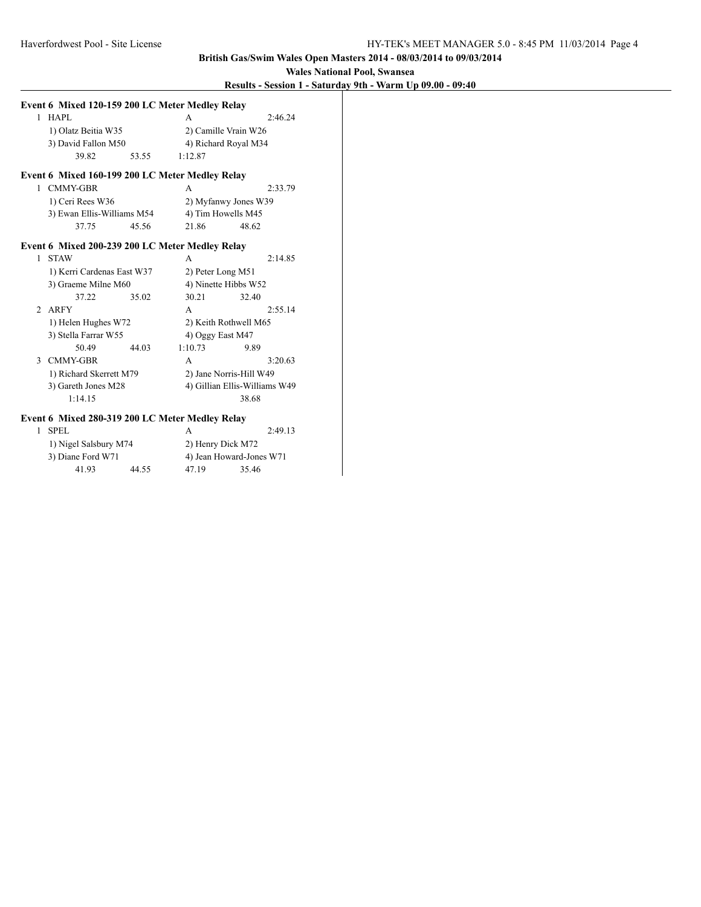**British Gas/Swim Wales Open Masters 2014 - 08/03/2014 to 09/03/2014**

**Wales National Pool, Swansea**

**Results - Session 1 - Saturday 9th - Warm Up 09.00 - 09:40**

### Event 6 Mixed 120-159 200 LC Meter Medley Relay

1 HAPL — A — 2:46.24

1) Olatz Beitia W35 — 2) Camille Vrain W26

3) David Fallon M50 — 4) Richard Royal M34

39.82 — 53.55 — 1:12.87

### Event 6 Mixed 160-199 200 LC Meter Medley Relay

1 CMMY-GBR — A — 2:33.79

1) Ceri Rees W36 — 2) Myfanwy Jones W39

3) Ewan Ellis-Williams M54 — 4) Tim Howells M45

37.75 — 45.56 — 21.86 — 48.62

### Event 6 Mixed 200-239 200 LC Meter Medley Relay

1 STAW — A — 2:14.85

1) Kerri Cardenas East W37 — 2) Peter Long M51

3) Graeme Milne M60 — 4) Ninette Hibbs W52

37.22 — 35.02 — 30.21 — 32.40

2 ARFY — A — 2:55.14

1) Helen Hughes W72 — 2) Keith Rothwell M65

3) Stella Farrar W55 — 4) Oggy East M47

50.49 — 44.03 — 1:10.73 — 9.89

3 CMMY-GBR — A — 3:20.63

1) Richard Skerrett M79 — 2) Jane Norris-Hill W49

3) Gareth Jones M28 — 4) Gillian Ellis-Williams W49

1:14.15 — 38.68

### Event 6 Mixed 280-319 200 LC Meter Medley Relay

1 SPEL — A — 2:49.13

1) Nigel Salsbury M74 — 2) Henry Dick M72

3) Diane Ford W71 — 4) Jean Howard-Jones W71

41.93 — 44.55 — 47.19 — 35.46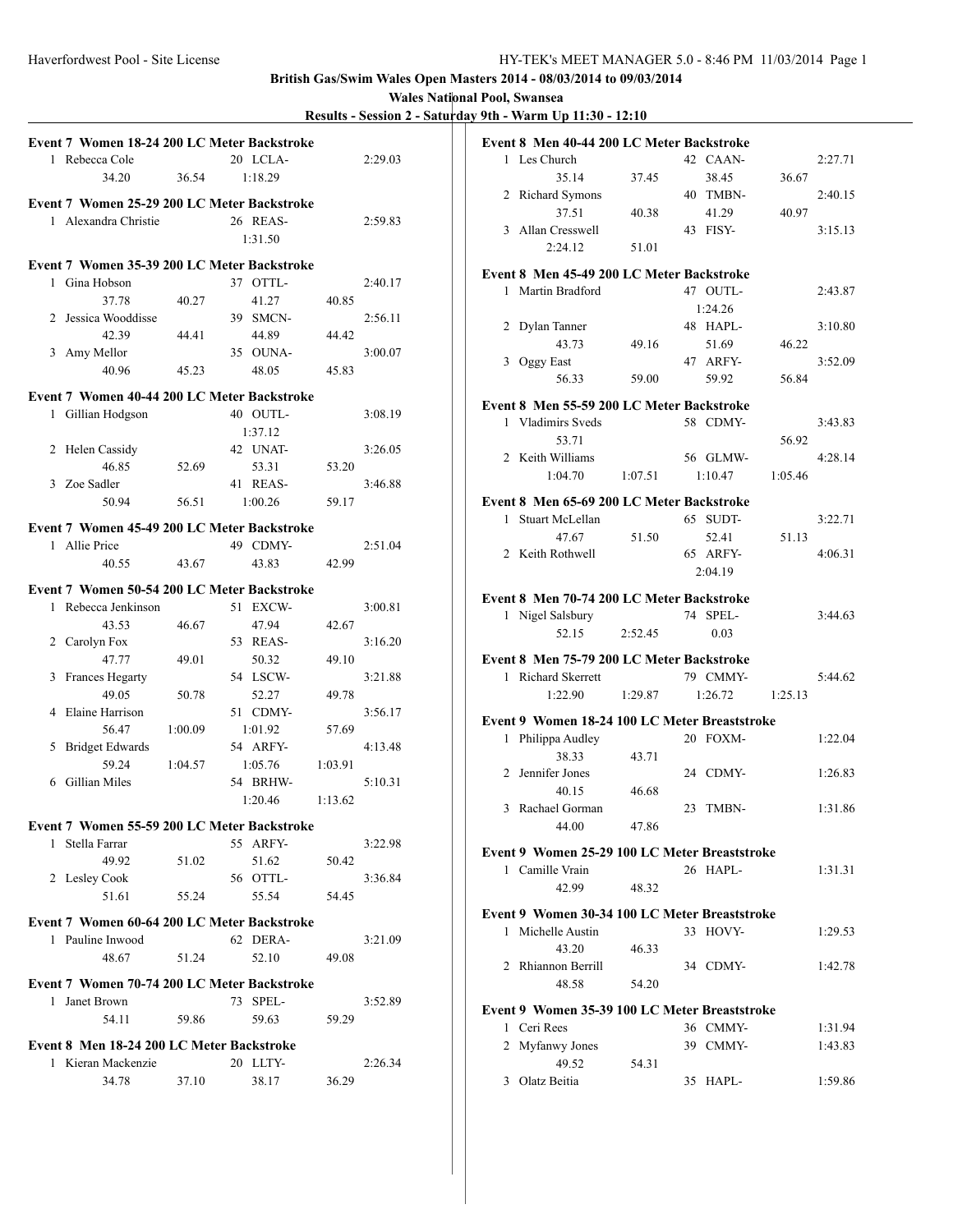British Gas/Swim Wales Open Masters 2014 - 08/03/2014 to 09/03/2014

Wales National Pool, Swansea

Results - Session 2 - Saturday 9th - Warm Up 11:30 - 12:10

**Event 7 Women 18-24 200 LC Meter Backstroke**

| | | | | | | |
|---|---|---|---|---|---|---|
| 1 | Rebecca Cole | | 20 | LCLA- | | 2:29.03 |
| | 34.20 | 36.54 | 1:18.29 | | | |

**Event 7 Women 25-29 200 LC Meter Backstroke**

| | | | | | | |
|---|---|---|---|---|---|---|
| 1 | Alexandra Christie | | 26 | REAS- | | 2:59.83 |
| | | | 1:31.50 | | | |

**Event 7 Women 35-39 200 LC Meter Backstroke**

| | | | | | | |
|---|---|---|---|---|---|---|
| 1 | Gina Hobson | | 37 | OTTL- | | 2:40.17 |
| | 37.78 | 40.27 | 41.27 | 40.85 | | |
| 2 | Jessica Wooddisse | | 39 | SMCN- | | 2:56.11 |
| | 42.39 | 44.41 | 44.89 | 44.42 | | |
| 3 | Amy Mellor | | 35 | OUNA- | | 3:00.07 |
| | 40.96 | 45.23 | 48.05 | 45.83 | | |

**Event 7 Women 40-44 200 LC Meter Backstroke**

| | | | | | | |
|---|---|---|---|---|---|---|
| 1 | Gillian Hodgson | | 40 | OUTL- | | 3:08.19 |
| | | | 1:37.12 | | | |
| 2 | Helen Cassidy | | 42 | UNAT- | | 3:26.05 |
| | 46.85 | 52.69 | 53.31 | 53.20 | | |
| 3 | Zoe Sadler | | 41 | REAS- | | 3:46.88 |
| | 50.94 | 56.51 | 1:00.26 | 59.17 | | |

**Event 7 Women 45-49 200 LC Meter Backstroke**

| | | | | | | |
|---|---|---|---|---|---|---|
| 1 | Allie Price | | 49 | CDMY- | | 2:51.04 |
| | 40.55 | 43.67 | 43.83 | 42.99 | | |

**Event 7 Women 50-54 200 LC Meter Backstroke**

| | | | | | | |
|---|---|---|---|---|---|---|
| 1 | Rebecca Jenkinson | | 51 | EXCW- | | 3:00.81 |
| | 43.53 | 46.67 | 47.94 | 42.67 | | |
| 2 | Carolyn Fox | | 53 | REAS- | | 3:16.20 |
| | 47.77 | 49.01 | 50.32 | 49.10 | | |
| 3 | Frances Hegarty | | 54 | LSCW- | | 3:21.88 |
| | 49.05 | 50.78 | 52.27 | 49.78 | | |
| 4 | Elaine Harrison | | 51 | CDMY- | | 3:56.17 |
| | 56.47 | 1:00.09 | 1:01.92 | 57.69 | | |
| 5 | Bridget Edwards | | 54 | ARFY- | | 4:13.48 |
| | 59.24 | 1:04.57 | 1:05.76 | 1:03.91 | | |
| 6 | Gillian Miles | | 54 | BRHW- | | 5:10.31 |
| | | | 1:20.46 | 1:13.62 | | |

**Event 7 Women 55-59 200 LC Meter Backstroke**

| | | | | | | |
|---|---|---|---|---|---|---|
| 1 | Stella Farrar | | 55 | ARFY- | | 3:22.98 |
| | 49.92 | 51.02 | 51.62 | 50.42 | | |
| 2 | Lesley Cook | | 56 | OTTL- | | 3:36.84 |
| | 51.61 | 55.24 | 55.54 | 54.45 | | |

**Event 7 Women 60-64 200 LC Meter Backstroke**

| | | | | | | |
|---|---|---|---|---|---|---|
| 1 | Pauline Inwood | | 62 | DERA- | | 3:21.09 |
| | 48.67 | 51.24 | 52.10 | 49.08 | | |

**Event 7 Women 70-74 200 LC Meter Backstroke**

| | | | | | | |
|---|---|---|---|---|---|---|
| 1 | Janet Brown | | 73 | SPEL- | | 3:52.89 |
| | 54.11 | 59.86 | 59.63 | 59.29 | | |

**Event 8 Men 18-24 200 LC Meter Backstroke**

| | | | | | | |
|---|---|---|---|---|---|---|
| 1 | Kieran Mackenzie | | 20 | LLTY- | | 2:26.34 |
| | 34.78 | 37.10 | 38.17 | 36.29 | | |

**Event 8 Men 40-44 200 LC Meter Backstroke**

| | | | | | | |
|---|---|---|---|---|---|---|
| 1 | Les Church | | 42 | CAAN- | | 2:27.71 |
| | 35.14 | 37.45 | 38.45 | 36.67 | | |
| 2 | Richard Symons | | 40 | TMBN- | | 2:40.15 |
| | 37.51 | 40.38 | 41.29 | 40.97 | | |
| 3 | Allan Cresswell | | 43 | FISY- | | 3:15.13 |
| | 2:24.12 | 51.01 | | | | |

**Event 8 Men 45-49 200 LC Meter Backstroke**

| | | | | | | |
|---|---|---|---|---|---|---|
| 1 | Martin Bradford | | 47 | OUTL- | | 2:43.87 |
| | | | 1:24.26 | | | |
| 2 | Dylan Tanner | | 48 | HAPL- | | 3:10.80 |
| | 43.73 | 49.16 | 51.69 | 46.22 | | |
| 3 | Oggy East | | 47 | ARFY- | | 3:52.09 |
| | 56.33 | 59.00 | 59.92 | 56.84 | | |

**Event 8 Men 55-59 200 LC Meter Backstroke**

| | | | | | | |
|---|---|---|---|---|---|---|
| 1 | Vladimirs Sveds | | 58 | CDMY- | | 3:43.83 |
| | 53.71 | | | 56.92 | | |
| 2 | Keith Williams | | 56 | GLMW- | | 4:28.14 |
| | 1:04.70 | 1:07.51 | 1:10.47 | 1:05.46 | | |

**Event 8 Men 65-69 200 LC Meter Backstroke**

| | | | | | | |
|---|---|---|---|---|---|---|
| 1 | Stuart McLellan | | 65 | SUDT- | | 3:22.71 |
| | 47.67 | 51.50 | 52.41 | 51.13 | | |
| 2 | Keith Rothwell | | 65 | ARFY- | | 4:06.31 |
| | | | 2:04.19 | | | |

**Event 8 Men 70-74 200 LC Meter Backstroke**

| | | | | | | |
|---|---|---|---|---|---|---|
| 1 | Nigel Salsbury | | 74 | SPEL- | | 3:44.63 |
| | 52.15 | 2:52.45 | 0.03 | | | |

**Event 8 Men 75-79 200 LC Meter Backstroke**

| | | | | | | |
|---|---|---|---|---|---|---|
| 1 | Richard Skerrett | | 79 | CMMY- | | 5:44.62 |
| | 1:22.90 | 1:29.87 | 1:26.72 | 1:25.13 | | |

**Event 9 Women 18-24 100 LC Meter Breaststroke**

| | | | | | |
|---|---|---|---|---|---|
| 1 | Philippa Audley | | 20 | FOXM- | 1:22.04 |
| | 38.33 | 43.71 | | | |
| 2 | Jennifer Jones | | 24 | CDMY- | 1:26.83 |
| | 40.15 | 46.68 | | | |
| 3 | Rachael Gorman | | 23 | TMBN- | 1:31.86 |
| | 44.00 | 47.86 | | | |

**Event 9 Women 25-29 100 LC Meter Breaststroke**

| | | | | | |
|---|---|---|---|---|---|
| 1 | Camille Vrain | | 26 | HAPL- | 1:31.31 |
| | 42.99 | 48.32 | | | |

**Event 9 Women 30-34 100 LC Meter Breaststroke**

| | | | | | |
|---|---|---|---|---|---|
| 1 | Michelle Austin | | 33 | HOVY- | 1:29.53 |
| | 43.20 | 46.33 | | | |
| 2 | Rhiannon Berrill | | 34 | CDMY- | 1:42.78 |
| | 48.58 | 54.20 | | | |

**Event 9 Women 35-39 100 LC Meter Breaststroke**

| | | | | | |
|---|---|---|---|---|---|
| 1 | Ceri Rees | | 36 | CMMY- | 1:31.94 |
| 2 | Myfanwy Jones | | 39 | CMMY- | 1:43.83 |
| | 49.52 | 54.31 | | | |
| 3 | Olatz Beitia | | 35 | HAPL- | 1:59.86 |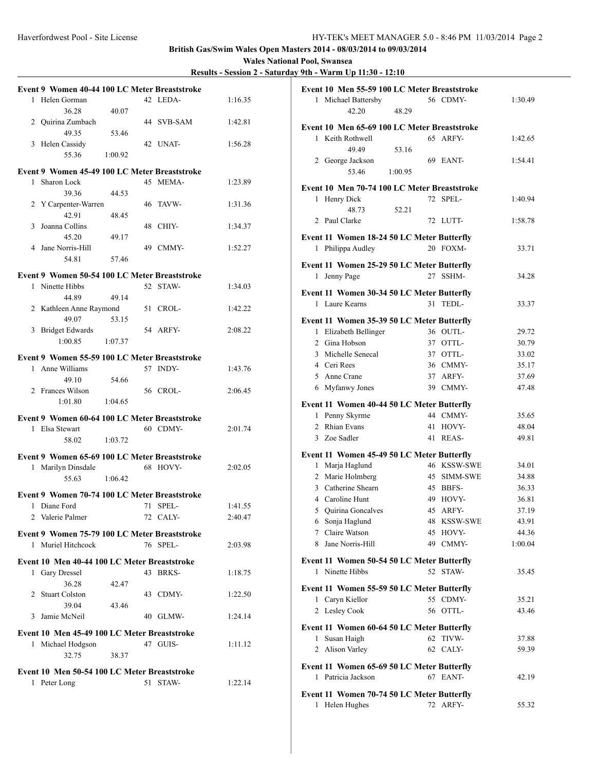British Gas/Swim Wales Open Masters 2014 - 08/03/2014 to 09/03/2014

Wales National Pool, Swansea

Results - Session 2 - Saturday 9th - Warm Up 11:30 - 12:10

**Event 9 Women 40-44 100 LC Meter Breaststroke**

| | | | | |
|---|---|---|---|---|
| 1 | Helen Gorman | 42 | LEDA- | 1:16.35 |
| | 36.28 40.07 | | | |
| 2 | Quirina Zumbach | 44 | SVB-SAM | 1:42.81 |
| | 49.35 53.46 | | | |
| 3 | Helen Cassidy | 42 | UNAT- | 1:56.28 |
| | 55.36 1:00.92 | | | |

**Event 9 Women 45-49 100 LC Meter Breaststroke**

| | | | | |
|---|---|---|---|---|
| 1 | Sharon Lock | 45 | MEMA- | 1:23.89 |
| | 39.36 44.53 | | | |
| 2 | Y Carpenter-Warren | 46 | TAVW- | 1:31.36 |
| | 42.91 48.45 | | | |
| 3 | Joanna Collins | 48 | CHIY- | 1:34.37 |
| | 45.20 49.17 | | | |
| 4 | Jane Norris-Hill | 49 | CMMY- | 1:52.27 |
| | 54.81 57.46 | | | |

**Event 9 Women 50-54 100 LC Meter Breaststroke**

| | | | | |
|---|---|---|---|---|
| 1 | Ninette Hibbs | 52 | STAW- | 1:34.03 |
| | 44.89 49.14 | | | |
| 2 | Kathleen Anne Raymond | 51 | CROL- | 1:42.22 |
| | 49.07 53.15 | | | |
| 3 | Bridget Edwards | 54 | ARFY- | 2:08.22 |
| | 1:00.85 1:07.37 | | | |

**Event 9 Women 55-59 100 LC Meter Breaststroke**

| | | | | |
|---|---|---|---|---|
| 1 | Anne Williams | 57 | INDY- | 1:43.76 |
| | 49.10 54.66 | | | |
| 2 | Frances Wilson | 56 | CROL- | 2:06.45 |
| | 1:01.80 1:04.65 | | | |

**Event 9 Women 60-64 100 LC Meter Breaststroke**

| | | | | |
|---|---|---|---|---|
| 1 | Elsa Stewart | 60 | CDMY- | 2:01.74 |
| | 58.02 1:03.72 | | | |

**Event 9 Women 65-69 100 LC Meter Breaststroke**

| | | | | |
|---|---|---|---|---|
| 1 | Marilyn Dinsdale | 68 | HOVY- | 2:02.05 |
| | 55.63 1:06.42 | | | |

**Event 9 Women 70-74 100 LC Meter Breaststroke**

| | | | | |
|---|---|---|---|---|
| 1 | Diane Ford | 71 | SPEL- | 1:41.55 |
| 2 | Valerie Palmer | 72 | CALY- | 2:40.47 |

**Event 9 Women 75-79 100 LC Meter Breaststroke**

| | | | | |
|---|---|---|---|---|
| 1 | Muriel Hitchcock | 76 | SPEL- | 2:03.98 |

**Event 10 Men 40-44 100 LC Meter Breaststroke**

| | | | | |
|---|---|---|---|---|
| 1 | Gary Dressel | 43 | BRKS- | 1:18.75 |
| | 36.28 42.47 | | | |
| 2 | Stuart Colston | 43 | CDMY- | 1:22.50 |
| | 39.04 43.46 | | | |
| 3 | Jamie McNeil | 40 | GLMW- | 1:24.14 |

**Event 10 Men 45-49 100 LC Meter Breaststroke**

| | | | | |
|---|---|---|---|---|
| 1 | Michael Hodgson | 47 | GUIS- | 1:11.12 |
| | 32.75 38.37 | | | |

**Event 10 Men 50-54 100 LC Meter Breaststroke**

| | | | | |
|---|---|---|---|---|
| 1 | Peter Long | 51 | STAW- | 1:22.14 |

**Event 10 Men 55-59 100 LC Meter Breaststroke**

| | | | | |
|---|---|---|---|---|
| 1 | Michael Battersby | 56 | CDMY- | 1:30.49 |
| | 42.20 48.29 | | | |

**Event 10 Men 65-69 100 LC Meter Breaststroke**

| | | | | |
|---|---|---|---|---|
| 1 | Keith Rothwell | 65 | ARFY- | 1:42.65 |
| | 49.49 53.16 | | | |
| 2 | George Jackson | 69 | EANT- | 1:54.41 |
| | 53.46 1:00.95 | | | |

**Event 10 Men 70-74 100 LC Meter Breaststroke**

| | | | | |
|---|---|---|---|---|
| 1 | Henry Dick | 72 | SPEL- | 1:40.94 |
| | 48.73 52.21 | | | |
| 2 | Paul Clarke | 72 | LUTT- | 1:58.78 |

**Event 11 Women 18-24 50 LC Meter Butterfly**

| | | | | |
|---|---|---|---|---|
| 1 | Philippa Audley | 20 | FOXM- | 33.71 |

**Event 11 Women 25-29 50 LC Meter Butterfly**

| | | | | |
|---|---|---|---|---|
| 1 | Jenny Page | 27 | SSHM- | 34.28 |

**Event 11 Women 30-34 50 LC Meter Butterfly**

| | | | | |
|---|---|---|---|---|
| 1 | Laure Kearns | 31 | TEDL- | 33.37 |

**Event 11 Women 35-39 50 LC Meter Butterfly**

| | | | | |
|---|---|---|---|---|
| 1 | Elizabeth Bellinger | 36 | OUTL- | 29.72 |
| 2 | Gina Hobson | 37 | OTTL- | 30.79 |
| 3 | Michelle Senecal | 37 | OTTL- | 33.02 |
| 4 | Ceri Rees | 36 | CMMY- | 35.17 |
| 5 | Anne Crane | 37 | ARFY- | 37.69 |
| 6 | Myfanwy Jones | 39 | CMMY- | 47.48 |

**Event 11 Women 40-44 50 LC Meter Butterfly**

| | | | | |
|---|---|---|---|---|
| 1 | Penny Skyrme | 44 | CMMY- | 35.65 |
| 2 | Rhian Evans | 41 | HOVY- | 48.04 |
| 3 | Zoe Sadler | 41 | REAS- | 49.81 |

**Event 11 Women 45-49 50 LC Meter Butterfly**

| | | | | |
|---|---|---|---|---|
| 1 | Marja Haglund | 46 | KSSW-SWE | 34.01 |
| 2 | Marie Holmberg | 45 | SIMM-SWE | 34.88 |
| 3 | Catherine Shearn | 45 | BBFS- | 36.33 |
| 4 | Caroline Hunt | 49 | HOVY- | 36.81 |
| 5 | Quirina Goncalves | 45 | ARFY- | 37.19 |
| 6 | Sonja Haglund | 48 | KSSW-SWE | 43.91 |
| 7 | Claire Watson | 45 | HOVY- | 44.36 |
| 8 | Jane Norris-Hill | 49 | CMMY- | 1:00.04 |

**Event 11 Women 50-54 50 LC Meter Butterfly**

| | | | | |
|---|---|---|---|---|
| 1 | Ninette Hibbs | 52 | STAW- | 35.45 |

**Event 11 Women 55-59 50 LC Meter Butterfly**

| | | | | |
|---|---|---|---|---|
| 1 | Caryn Kiellor | 55 | CDMY- | 35.21 |
| 2 | Lesley Cook | 56 | OTTL- | 43.46 |

**Event 11 Women 60-64 50 LC Meter Butterfly**

| | | | | |
|---|---|---|---|---|
| 1 | Susan Haigh | 62 | TIVW- | 37.88 |
| 2 | Alison Varley | 62 | CALY- | 59.39 |

**Event 11 Women 65-69 50 LC Meter Butterfly**

| | | | | |
|---|---|---|---|---|
| 1 | Patricia Jackson | 67 | EANT- | 42.19 |

**Event 11 Women 70-74 50 LC Meter Butterfly**

| | | | | |
|---|---|---|---|---|
| 1 | Helen Hughes | 72 | ARFY- | 55.32 |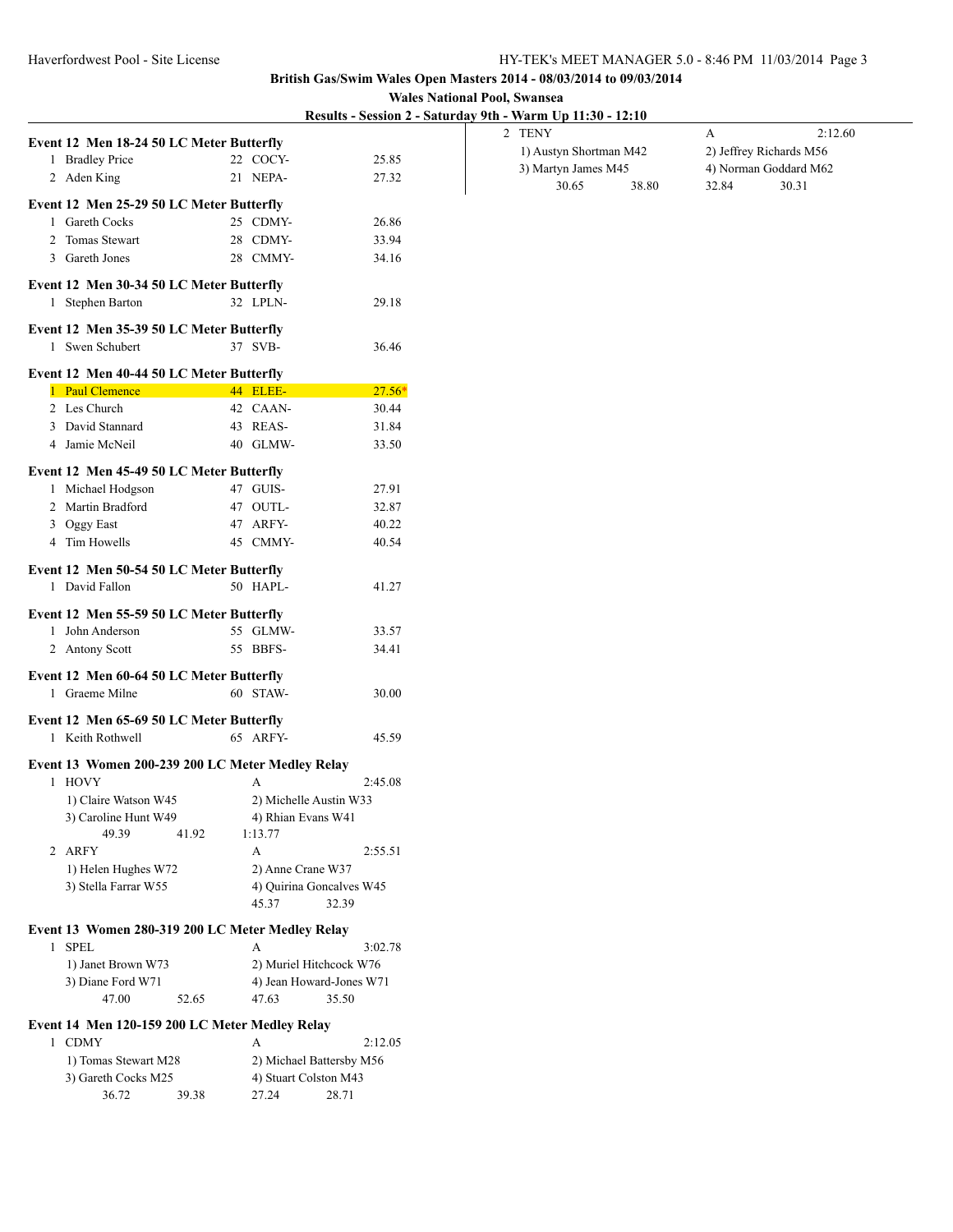British Gas/Swim Wales Open Masters 2014 - 08/03/2014 to 09/03/2014

Wales National Pool, Swansea

Results - Session 2 - Saturday 9th - Warm Up 11:30 - 12:10

### Event 12 Men 18-24 50 LC Meter Butterfly

| | | | | |
|---|---|---|---|---|
| 1 | Bradley Price | 22 | COCY- | 25.85 |
| 2 | Aden King | 21 | NEPA- | 27.32 |

### Event 12 Men 25-29 50 LC Meter Butterfly

| | | | | |
|---|---|---|---|---|
| 1 | Gareth Cocks | 25 | CDMY- | 26.86 |
| 2 | Tomas Stewart | 28 | CDMY- | 33.94 |
| 3 | Gareth Jones | 28 | CMMY- | 34.16 |

### Event 12 Men 30-34 50 LC Meter Butterfly

| | | | | |
|---|---|---|---|---|
| 1 | Stephen Barton | 32 | LPLN- | 29.18 |

### Event 12 Men 35-39 50 LC Meter Butterfly

| | | | | |
|---|---|---|---|---|
| 1 | Swen Schubert | 37 | SVB- | 36.46 |

### Event 12 Men 40-44 50 LC Meter Butterfly

| | | | | |
|---|---|---|---|---|
| 1 | Paul Clemence | 44 | ELEE- | 27.56* |
| 2 | Les Church | 42 | CAAN- | 30.44 |
| 3 | David Stannard | 43 | REAS- | 31.84 |
| 4 | Jamie McNeil | 40 | GLMW- | 33.50 |

### Event 12 Men 45-49 50 LC Meter Butterfly

| | | | | |
|---|---|---|---|---|
| 1 | Michael Hodgson | 47 | GUIS- | 27.91 |
| 2 | Martin Bradford | 47 | OUTL- | 32.87 |
| 3 | Oggy East | 47 | ARFY- | 40.22 |
| 4 | Tim Howells | 45 | CMMY- | 40.54 |

### Event 12 Men 50-54 50 LC Meter Butterfly

| | | | | |
|---|---|---|---|---|
| 1 | David Fallon | 50 | HAPL- | 41.27 |

### Event 12 Men 55-59 50 LC Meter Butterfly

| | | | | |
|---|---|---|---|---|
| 1 | John Anderson | 55 | GLMW- | 33.57 |
| 2 | Antony Scott | 55 | BBFS- | 34.41 |

### Event 12 Men 60-64 50 LC Meter Butterfly

| | | | | |
|---|---|---|---|---|
| 1 | Graeme Milne | 60 | STAW- | 30.00 |

### Event 12 Men 65-69 50 LC Meter Butterfly

| | | | | |
|---|---|---|---|---|
| 1 | Keith Rothwell | 65 | ARFY- | 45.59 |

### Event 13 Women 200-239 200 LC Meter Medley Relay

1 HOVY — A — 2:45.08
- 1) Claire Watson W45
- 2) Michelle Austin W33
- 3) Caroline Hunt W49
- 4) Rhian Evans W41

49.39 41.92 1:13.77

2 ARFY — A — 2:55.51
- 1) Helen Hughes W72
- 2) Anne Crane W37
- 3) Stella Farrar W55
- 4) Quirina Goncalves W45

45.37 32.39

### Event 13 Women 280-319 200 LC Meter Medley Relay

1 SPEL — A — 3:02.78
- 1) Janet Brown W73
- 2) Muriel Hitchcock W76
- 3) Diane Ford W71
- 4) Jean Howard-Jones W71

47.00 52.65 47.63 35.50

### Event 14 Men 120-159 200 LC Meter Medley Relay

1 CDMY — A — 2:12.05
- 1) Tomas Stewart M28
- 2) Michael Battersby M56
- 3) Gareth Cocks M25
- 4) Stuart Colston M43

36.72 39.38 27.24 28.71

2 TENY — A — 2:12.60
- 1) Austyn Shortman M42
- 2) Jeffrey Richards M56
- 3) Martyn James M45
- 4) Norman Goddard M62

30.65 38.80 32.84 30.31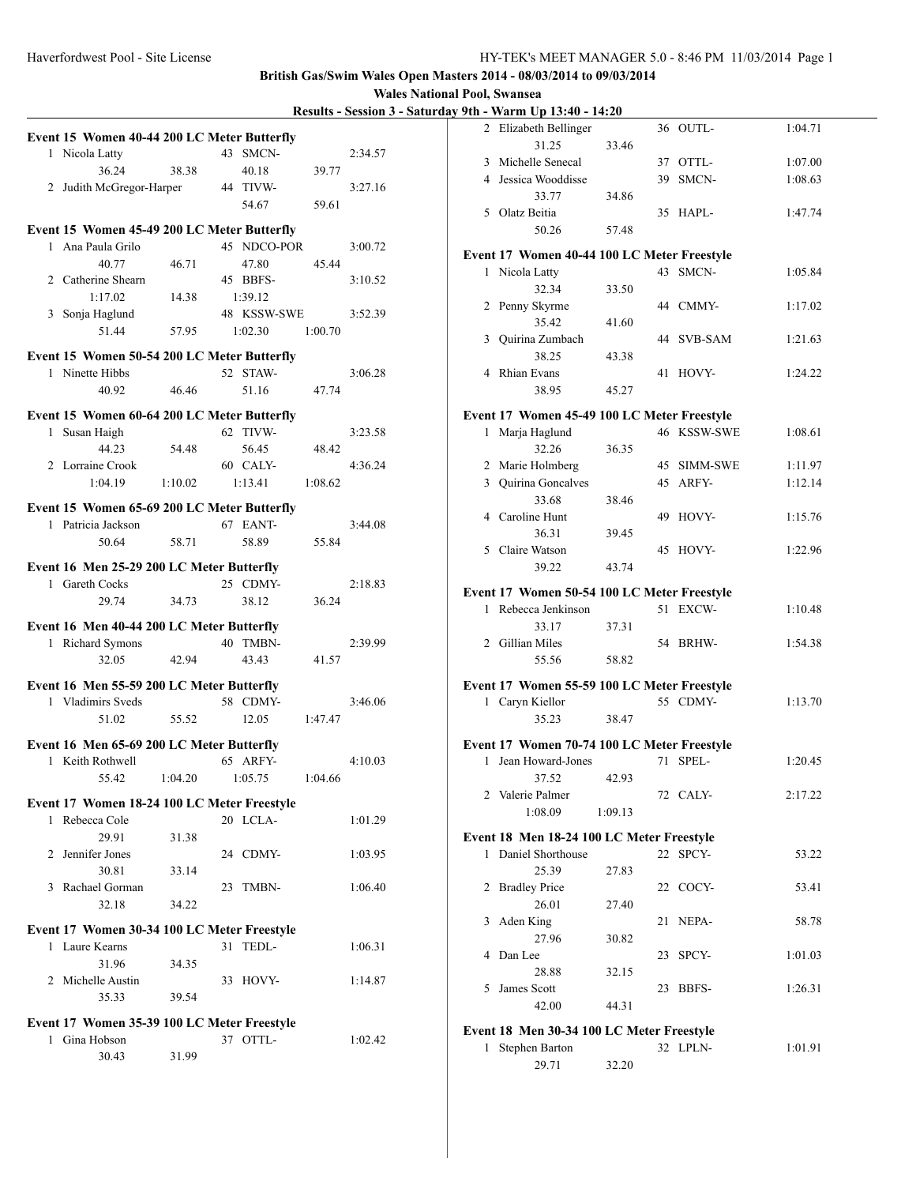# British Gas/Swim Wales Open Masters 2014 - 08/03/2014 to 09/03/2014

## Wales National Pool, Swansea

### Results - Session 3 - Saturday 9th - Warm Up 13:40 - 14:20

**Event 15 Women 40-44 200 LC Meter Butterfly**

| | | | | |
|---|---|---|---|---|
| 1 | Nicola Latty | 43 | SMCN- | 2:34.57 |
| | 36.24 | 38.38 | 40.18 | 39.77 |
| 2 | Judith McGregor-Harper | 44 | TIVW- | 3:27.16 |
| | | | 54.67 | 59.61 |

**Event 15 Women 45-49 200 LC Meter Butterfly**

| | | | | |
|---|---|---|---|---|
| 1 | Ana Paula Grilo | 45 | NDCO-POR | 3:00.72 |
| | 40.77 | 46.71 | 47.80 | 45.44 |
| 2 | Catherine Shearn | 45 | BBFS- | 3:10.52 |
| | 1:17.02 | 14.38 | 1:39.12 | |
| 3 | Sonja Haglund | 48 | KSSW-SWE | 3:52.39 |
| | 51.44 | 57.95 | 1:02.30 | 1:00.70 |

**Event 15 Women 50-54 200 LC Meter Butterfly**

| | | | | |
|---|---|---|---|---|
| 1 | Ninette Hibbs | 52 | STAW- | 3:06.28 |
| | 40.92 | 46.46 | 51.16 | 47.74 |

**Event 15 Women 60-64 200 LC Meter Butterfly**

| | | | | |
|---|---|---|---|---|
| 1 | Susan Haigh | 62 | TIVW- | 3:23.58 |
| | 44.23 | 54.48 | 56.45 | 48.42 |
| 2 | Lorraine Crook | 60 | CALY- | 4:36.24 |
| | 1:04.19 | 1:10.02 | 1:13.41 | 1:08.62 |

**Event 15 Women 65-69 200 LC Meter Butterfly**

| | | | | |
|---|---|---|---|---|
| 1 | Patricia Jackson | 67 | EANT- | 3:44.08 |
| | 50.64 | 58.71 | 58.89 | 55.84 |

**Event 16 Men 25-29 200 LC Meter Butterfly**

| | | | | |
|---|---|---|---|---|
| 1 | Gareth Cocks | 25 | CDMY- | 2:18.83 |
| | 29.74 | 34.73 | 38.12 | 36.24 |

**Event 16 Men 40-44 200 LC Meter Butterfly**

| | | | | |
|---|---|---|---|---|
| 1 | Richard Symons | 40 | TMBN- | 2:39.99 |
| | 32.05 | 42.94 | 43.43 | 41.57 |

**Event 16 Men 55-59 200 LC Meter Butterfly**

| | | | | |
|---|---|---|---|---|
| 1 | Vladimirs Sveds | 58 | CDMY- | 3:46.06 |
| | 51.02 | 55.52 | 12.05 | 1:47.47 |

**Event 16 Men 65-69 200 LC Meter Butterfly**

| | | | | |
|---|---|---|---|---|
| 1 | Keith Rothwell | 65 | ARFY- | 4:10.03 |
| | 55.42 | 1:04.20 | 1:05.75 | 1:04.66 |

**Event 17 Women 18-24 100 LC Meter Freestyle**

| | | | | |
|---|---|---|---|---|
| 1 | Rebecca Cole | 20 | LCLA- | 1:01.29 |
| | 29.91 | 31.38 | | |
| 2 | Jennifer Jones | 24 | CDMY- | 1:03.95 |
| | 30.81 | 33.14 | | |
| 3 | Rachael Gorman | 23 | TMBN- | 1:06.40 |
| | 32.18 | 34.22 | | |

**Event 17 Women 30-34 100 LC Meter Freestyle**

| | | | | |
|---|---|---|---|---|
| 1 | Laure Kearns | 31 | TEDL- | 1:06.31 |
| | 31.96 | 34.35 | | |
| 2 | Michelle Austin | 33 | HOVY- | 1:14.87 |
| | 35.33 | 39.54 | | |

**Event 17 Women 35-39 100 LC Meter Freestyle**

| | | | | |
|---|---|---|---|---|
| 1 | Gina Hobson | 37 | OTTL- | 1:02.42 |
| | 30.43 | 31.99 | | |
| 2 | Elizabeth Bellinger | 36 | OUTL- | 1:04.71 |
| | 31.25 | 33.46 | | |
| 3 | Michelle Senecal | 37 | OTTL- | 1:07.00 |
| 4 | Jessica Wooddisse | 39 | SMCN- | 1:08.63 |
| | 33.77 | 34.86 | | |
| 5 | Olatz Beitia | 35 | HAPL- | 1:47.74 |
| | 50.26 | 57.48 | | |

**Event 17 Women 40-44 100 LC Meter Freestyle**

| | | | | |
|---|---|---|---|---|
| 1 | Nicola Latty | 43 | SMCN- | 1:05.84 |
| | 32.34 | 33.50 | | |
| 2 | Penny Skyrme | 44 | CMMY- | 1:17.02 |
| | 35.42 | 41.60 | | |
| 3 | Quirina Zumbach | 44 | SVB-SAM | 1:21.63 |
| | 38.25 | 43.38 | | |
| 4 | Rhian Evans | 41 | HOVY- | 1:24.22 |
| | 38.95 | 45.27 | | |

**Event 17 Women 45-49 100 LC Meter Freestyle**

| | | | | |
|---|---|---|---|---|
| 1 | Marja Haglund | 46 | KSSW-SWE | 1:08.61 |
| | 32.26 | 36.35 | | |
| 2 | Marie Holmberg | 45 | SIMM-SWE | 1:11.97 |
| 3 | Quirina Goncalves | 45 | ARFY- | 1:12.14 |
| | 33.68 | 38.46 | | |
| 4 | Caroline Hunt | 49 | HOVY- | 1:15.76 |
| | 36.31 | 39.45 | | |
| 5 | Claire Watson | 45 | HOVY- | 1:22.96 |
| | 39.22 | 43.74 | | |

**Event 17 Women 50-54 100 LC Meter Freestyle**

| | | | | |
|---|---|---|---|---|
| 1 | Rebecca Jenkinson | 51 | EXCW- | 1:10.48 |
| | 33.17 | 37.31 | | |
| 2 | Gillian Miles | 54 | BRHW- | 1:54.38 |
| | 55.56 | 58.82 | | |

**Event 17 Women 55-59 100 LC Meter Freestyle**

| | | | | |
|---|---|---|---|---|
| 1 | Caryn Kiellor | 55 | CDMY- | 1:13.70 |
| | 35.23 | 38.47 | | |

**Event 17 Women 70-74 100 LC Meter Freestyle**

| | | | | |
|---|---|---|---|---|
| 1 | Jean Howard-Jones | 71 | SPEL- | 1:20.45 |
| | 37.52 | 42.93 | | |
| 2 | Valerie Palmer | 72 | CALY- | 2:17.22 |
| | 1:08.09 | 1:09.13 | | |

**Event 18 Men 18-24 100 LC Meter Freestyle**

| | | | | |
|---|---|---|---|---|
| 1 | Daniel Shorthouse | 22 | SPCY- | 53.22 |
| | 25.39 | 27.83 | | |
| 2 | Bradley Price | 22 | COCY- | 53.41 |
| | 26.01 | 27.40 | | |
| 3 | Aden King | 21 | NEPA- | 58.78 |
| | 27.96 | 30.82 | | |
| 4 | Dan Lee | 23 | SPCY- | 1:01.03 |
| | 28.88 | 32.15 | | |
| 5 | James Scott | 23 | BBFS- | 1:26.31 |
| | 42.00 | 44.31 | | |

**Event 18 Men 30-34 100 LC Meter Freestyle**

| | | | | |
|---|---|---|---|---|
| 1 | Stephen Barton | 32 | LPLN- | 1:01.91 |
| | 29.71 | 32.20 | | |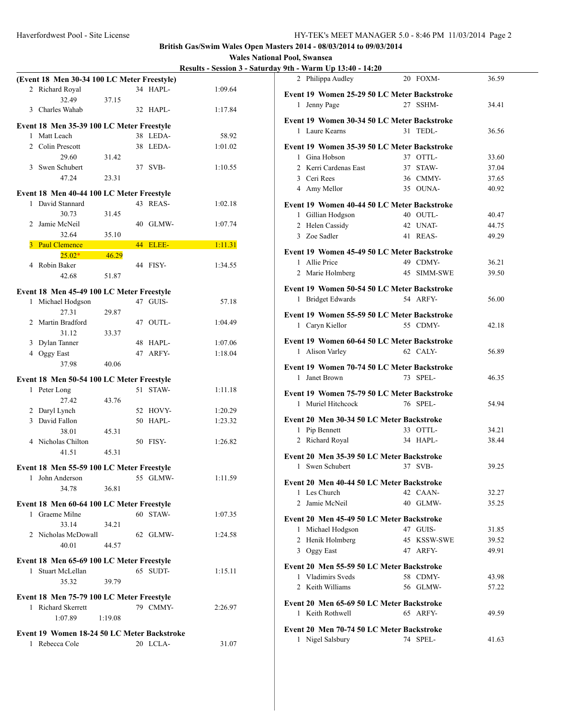British Gas/Swim Wales Open Masters 2014 - 08/03/2014 to 09/03/2014

Wales National Pool, Swansea

Results - Session 3 - Saturday 9th - Warm Up 13:40 - 14:20

**(Event 18 Men 30-34 100 LC Meter Freestyle)**

| | | | | |
|---|---|---|---|---|
| 2 | Richard Royal | 34 | HAPL- | 1:09.64 |
| | 32.49 37.15 | | | |
| 3 | Charles Wahab | 32 | HAPL- | 1:17.84 |

**Event 18 Men 35-39 100 LC Meter Freestyle**

| | | | | |
|---|---|---|---|---|
| 1 | Matt Leach | 38 | LEDA- | 58.92 |
| 2 | Colin Prescott | 38 | LEDA- | 1:01.02 |
| | 29.60 31.42 | | | |
| 3 | Swen Schubert | 37 | SVB- | 1:10.55 |
| | 47.24 23.31 | | | |

**Event 18 Men 40-44 100 LC Meter Freestyle**

| | | | | |
|---|---|---|---|---|
| 1 | David Stannard | 43 | REAS- | 1:02.18 |
| | 30.73 31.45 | | | |
| 2 | Jamie McNeil | 40 | GLMW- | 1:07.74 |
| | 32.64 35.10 | | | |
| 3 | Paul Clemence | 44 | ELEE- | 1:11.31 |
| | 25.02* 46.29 | | | |
| 4 | Robin Baker | 44 | FISY- | 1:34.55 |
| | 42.68 51.87 | | | |

**Event 18 Men 45-49 100 LC Meter Freestyle**

| | | | | |
|---|---|---|---|---|
| 1 | Michael Hodgson | 47 | GUIS- | 57.18 |
| | 27.31 29.87 | | | |
| 2 | Martin Bradford | 47 | OUTL- | 1:04.49 |
| | 31.12 33.37 | | | |
| 3 | Dylan Tanner | 48 | HAPL- | 1:07.06 |
| 4 | Oggy East | 47 | ARFY- | 1:18.04 |
| | 37.98 40.06 | | | |

**Event 18 Men 50-54 100 LC Meter Freestyle**

| | | | | |
|---|---|---|---|---|
| 1 | Peter Long | 51 | STAW- | 1:11.18 |
| | 27.42 43.76 | | | |
| 2 | Daryl Lynch | 52 | HOVY- | 1:20.29 |
| 3 | David Fallon | 50 | HAPL- | 1:23.32 |
| | 38.01 45.31 | | | |
| 4 | Nicholas Chilton | 50 | FISY- | 1:26.82 |
| | 41.51 45.31 | | | |

**Event 18 Men 55-59 100 LC Meter Freestyle**

| | | | | |
|---|---|---|---|---|
| 1 | John Anderson | 55 | GLMW- | 1:11.59 |
| | 34.78 36.81 | | | |

**Event 18 Men 60-64 100 LC Meter Freestyle**

| | | | | |
|---|---|---|---|---|
| 1 | Graeme Milne | 60 | STAW- | 1:07.35 |
| | 33.14 34.21 | | | |
| 2 | Nicholas McDowall | 62 | GLMW- | 1:24.58 |
| | 40.01 44.57 | | | |

**Event 18 Men 65-69 100 LC Meter Freestyle**

| | | | | |
|---|---|---|---|---|
| 1 | Stuart McLellan | 65 | SUDT- | 1:15.11 |
| | 35.32 39.79 | | | |

**Event 18 Men 75-79 100 LC Meter Freestyle**

| | | | | |
|---|---|---|---|---|
| 1 | Richard Skerrett | 79 | CMMY- | 2:26.97 |
| | 1:07.89 1:19.08 | | | |

**Event 19 Women 18-24 50 LC Meter Backstroke**

| | | | | |
|---|---|---|---|---|
| 1 | Rebecca Cole | 20 | LCLA- | 31.07 |
| 2 | Philippa Audley | 20 | FOXM- | 36.59 |

**Event 19 Women 25-29 50 LC Meter Backstroke**

| | | | | |
|---|---|---|---|---|
| 1 | Jenny Page | 27 | SSHM- | 34.41 |

**Event 19 Women 30-34 50 LC Meter Backstroke**

| | | | | |
|---|---|---|---|---|
| 1 | Laure Kearns | 31 | TEDL- | 36.56 |

**Event 19 Women 35-39 50 LC Meter Backstroke**

| | | | | |
|---|---|---|---|---|
| 1 | Gina Hobson | 37 | OTTL- | 33.60 |
| 2 | Kerri Cardenas East | 37 | STAW- | 37.04 |
| 3 | Ceri Rees | 36 | CMMY- | 37.65 |
| 4 | Amy Mellor | 35 | OUNA- | 40.92 |

**Event 19 Women 40-44 50 LC Meter Backstroke**

| | | | | |
|---|---|---|---|---|
| 1 | Gillian Hodgson | 40 | OUTL- | 40.47 |
| 2 | Helen Cassidy | 42 | UNAT- | 44.75 |
| 3 | Zoe Sadler | 41 | REAS- | 49.29 |

**Event 19 Women 45-49 50 LC Meter Backstroke**

| | | | | |
|---|---|---|---|---|
| 1 | Allie Price | 49 | CDMY- | 36.21 |
| 2 | Marie Holmberg | 45 | SIMM-SWE | 39.50 |

**Event 19 Women 50-54 50 LC Meter Backstroke**

| | | | | |
|---|---|---|---|---|
| 1 | Bridget Edwards | 54 | ARFY- | 56.00 |

**Event 19 Women 55-59 50 LC Meter Backstroke**

| | | | | |
|---|---|---|---|---|
| 1 | Caryn Kiellor | 55 | CDMY- | 42.18 |

**Event 19 Women 60-64 50 LC Meter Backstroke**

| | | | | |
|---|---|---|---|---|
| 1 | Alison Varley | 62 | CALY- | 56.89 |

**Event 19 Women 70-74 50 LC Meter Backstroke**

| | | | | |
|---|---|---|---|---|
| 1 | Janet Brown | 73 | SPEL- | 46.35 |

**Event 19 Women 75-79 50 LC Meter Backstroke**

| | | | | |
|---|---|---|---|---|
| 1 | Muriel Hitchcock | 76 | SPEL- | 54.94 |

**Event 20 Men 30-34 50 LC Meter Backstroke**

| | | | | |
|---|---|---|---|---|
| 1 | Pip Bennett | 33 | OTTL- | 34.21 |
| 2 | Richard Royal | 34 | HAPL- | 38.44 |

**Event 20 Men 35-39 50 LC Meter Backstroke**

| | | | | |
|---|---|---|---|---|
| 1 | Swen Schubert | 37 | SVB- | 39.25 |

**Event 20 Men 40-44 50 LC Meter Backstroke**

| | | | | |
|---|---|---|---|---|
| 1 | Les Church | 42 | CAAN- | 32.27 |
| 2 | Jamie McNeil | 40 | GLMW- | 35.25 |

**Event 20 Men 45-49 50 LC Meter Backstroke**

| | | | | |
|---|---|---|---|---|
| 1 | Michael Hodgson | 47 | GUIS- | 31.85 |
| 2 | Henik Holmberg | 45 | KSSW-SWE | 39.52 |
| 3 | Oggy East | 47 | ARFY- | 49.91 |

**Event 20 Men 55-59 50 LC Meter Backstroke**

| | | | | |
|---|---|---|---|---|
| 1 | Vladimirs Sveds | 58 | CDMY- | 43.98 |
| 2 | Keith Williams | 56 | GLMW- | 57.22 |

**Event 20 Men 65-69 50 LC Meter Backstroke**

| | | | | |
|---|---|---|---|---|
| 1 | Keith Rothwell | 65 | ARFY- | 49.59 |

**Event 20 Men 70-74 50 LC Meter Backstroke**

| | | | | |
|---|---|---|---|---|
| 1 | Nigel Salsbury | 74 | SPEL- | 41.63 |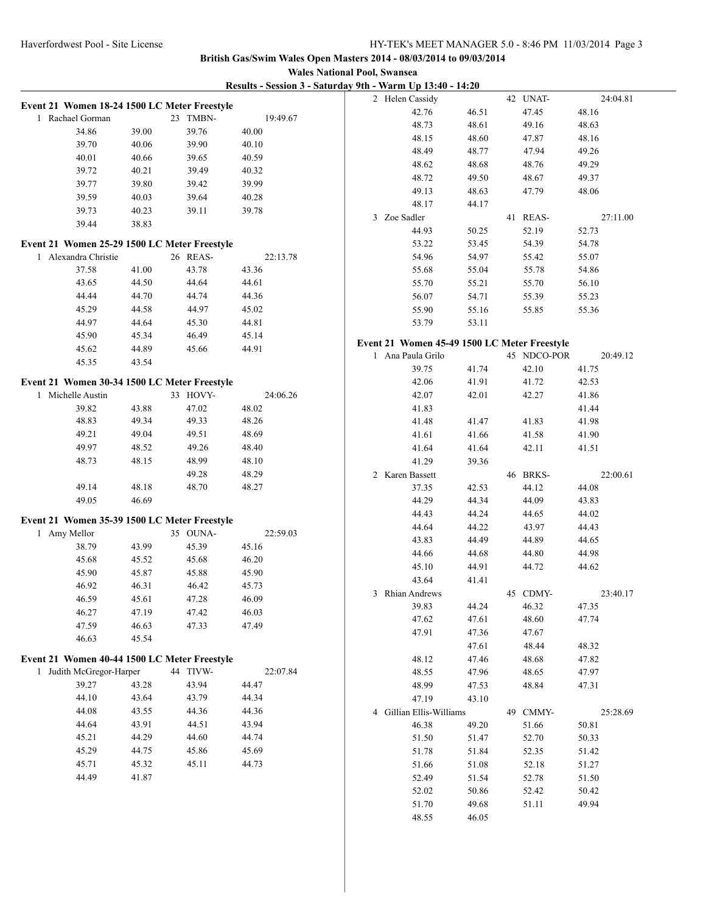**British Gas/Swim Wales Open Masters 2014 - 08/03/2014 to 09/03/2014**

**Wales National Pool, Swansea**

**Results - Session 3 - Saturday 9th - Warm Up 13:40 - 14:20**

### Event 21 Women 18-24 1500 LC Meter Freestyle

1 Rachael Gorman 23 TMBN- 19:49.67

| | | | |
|---|---|---|---|
| 34.86 | 39.00 | 39.76 | 40.00 |
| 39.70 | 40.06 | 39.90 | 40.10 |
| 40.01 | 40.66 | 39.65 | 40.59 |
| 39.72 | 40.21 | 39.49 | 40.32 |
| 39.77 | 39.80 | 39.42 | 39.99 |
| 39.59 | 40.03 | 39.64 | 40.28 |
| 39.73 | 40.23 | 39.11 | 39.78 |
| 39.44 | 38.83 | | |

### Event 21 Women 25-29 1500 LC Meter Freestyle

1 Alexandra Christie 26 REAS- 22:13.78

| | | | |
|---|---|---|---|
| 37.58 | 41.00 | 43.78 | 43.36 |
| 43.65 | 44.50 | 44.64 | 44.61 |
| 44.44 | 44.70 | 44.74 | 44.36 |
| 45.29 | 44.58 | 44.97 | 45.02 |
| 44.97 | 44.64 | 45.30 | 44.81 |
| 45.90 | 45.34 | 46.49 | 45.14 |
| 45.62 | 44.89 | 45.66 | 44.91 |
| 45.35 | 43.54 | | |

### Event 21 Women 30-34 1500 LC Meter Freestyle

1 Michelle Austin 33 HOVY- 24:06.26

| | | | |
|---|---|---|---|
| 39.82 | 43.88 | 47.02 | 48.02 |
| 48.83 | 49.34 | 49.33 | 48.26 |
| 49.21 | 49.04 | 49.51 | 48.69 |
| 49.97 | 48.52 | 49.26 | 48.40 |
| 48.73 | 48.15 | 48.99 | 48.10 |
| | | 49.28 | 48.29 |
| 49.14 | 48.18 | 48.70 | 48.27 |
| 49.05 | 46.69 | | |

### Event 21 Women 35-39 1500 LC Meter Freestyle

1 Amy Mellor 35 OUNA- 22:59.03

| | | | |
|---|---|---|---|
| 38.79 | 43.99 | 45.39 | 45.16 |
| 45.68 | 45.52 | 45.68 | 46.20 |
| 45.90 | 45.87 | 45.88 | 45.90 |
| 46.92 | 46.31 | 46.42 | 45.73 |
| 46.59 | 45.61 | 47.28 | 46.09 |
| 46.27 | 47.19 | 47.42 | 46.03 |
| 47.59 | 46.63 | 47.33 | 47.49 |
| 46.63 | 45.54 | | |

### Event 21 Women 40-44 1500 LC Meter Freestyle

1 Judith McGregor-Harper 44 TIVW- 22:07.84

| | | | |
|---|---|---|---|
| 39.27 | 43.28 | 43.94 | 44.47 |
| 44.10 | 43.64 | 43.79 | 44.34 |
| 44.08 | 43.55 | 44.36 | 44.36 |
| 44.64 | 43.91 | 44.51 | 43.94 |
| 45.21 | 44.29 | 44.60 | 44.74 |
| 45.29 | 44.75 | 45.86 | 45.69 |
| 45.71 | 45.32 | 45.11 | 44.73 |
| 44.49 | 41.87 | | |

2 Helen Cassidy 42 UNAT- 24:04.81

| | | | |
|---|---|---|---|
| 42.76 | 46.51 | 47.45 | 48.16 |
| 48.73 | 48.61 | 49.16 | 48.63 |
| 48.15 | 48.60 | 47.87 | 48.16 |
| 48.49 | 48.77 | 47.94 | 49.26 |
| 48.62 | 48.68 | 48.76 | 49.29 |
| 48.72 | 49.50 | 48.67 | 49.37 |
| 49.13 | 48.63 | 47.79 | 48.06 |
| 48.17 | 44.17 | | |

3 Zoe Sadler 41 REAS- 27:11.00

| | | | |
|---|---|---|---|
| 44.93 | 50.25 | 52.19 | 52.73 |
| 53.22 | 53.45 | 54.39 | 54.78 |
| 54.96 | 54.97 | 55.42 | 55.07 |
| 55.68 | 55.04 | 55.78 | 54.86 |
| 55.70 | 55.21 | 55.70 | 56.10 |
| 56.07 | 54.71 | 55.39 | 55.23 |
| 55.90 | 55.16 | 55.85 | 55.36 |
| 53.79 | 53.11 | | |

### Event 21 Women 45-49 1500 LC Meter Freestyle

1 Ana Paula Grilo 45 NDCO-POR 20:49.12

| | | | |
|---|---|---|---|
| 39.75 | 41.74 | 42.10 | 41.75 |
| 42.06 | 41.91 | 41.72 | 42.53 |
| 42.07 | 42.01 | 42.27 | 41.86 |
| 41.83 | | | 41.44 |
| 41.48 | 41.47 | 41.83 | 41.98 |
| 41.61 | 41.66 | 41.58 | 41.90 |
| 41.64 | 41.64 | 42.11 | 41.51 |
| 41.29 | 39.36 | | |

2 Karen Bassett 46 BRKS- 22:00.61

| | | | |
|---|---|---|---|
| 37.35 | 42.53 | 44.12 | 44.08 |
| 44.29 | 44.34 | 44.09 | 43.83 |
| 44.43 | 44.24 | 44.65 | 44.02 |
| 44.64 | 44.22 | 43.97 | 44.43 |
| 43.83 | 44.49 | 44.89 | 44.65 |
| 44.66 | 44.68 | 44.80 | 44.98 |
| 45.10 | 44.91 | 44.72 | 44.62 |
| 43.64 | 41.41 | | |

3 Rhian Andrews 45 CDMY- 23:40.17

| | | | |
|---|---|---|---|
| 39.83 | 44.24 | 46.32 | 47.35 |
| 47.62 | 47.61 | 48.60 | 47.74 |
| 47.91 | 47.36 | 47.67 | |
| | 47.61 | 48.44 | 48.32 |
| 48.12 | 47.46 | 48.68 | 47.82 |
| 48.55 | 47.96 | 48.65 | 47.97 |
| 48.99 | 47.53 | 48.84 | 47.31 |
| 47.19 | 43.10 | | |

4 Gillian Ellis-Williams 49 CMMY- 25:28.69

| | | | |
|---|---|---|---|
| 46.38 | 49.20 | 51.66 | 50.81 |
| 51.50 | 51.47 | 52.70 | 50.33 |
| 51.78 | 51.84 | 52.35 | 51.42 |
| 51.66 | 51.08 | 52.18 | 51.27 |
| 52.49 | 51.54 | 52.78 | 51.50 |
| 52.02 | 50.86 | 52.42 | 50.42 |
| 51.70 | 49.68 | 51.11 | 49.94 |
| 48.55 | 46.05 | | |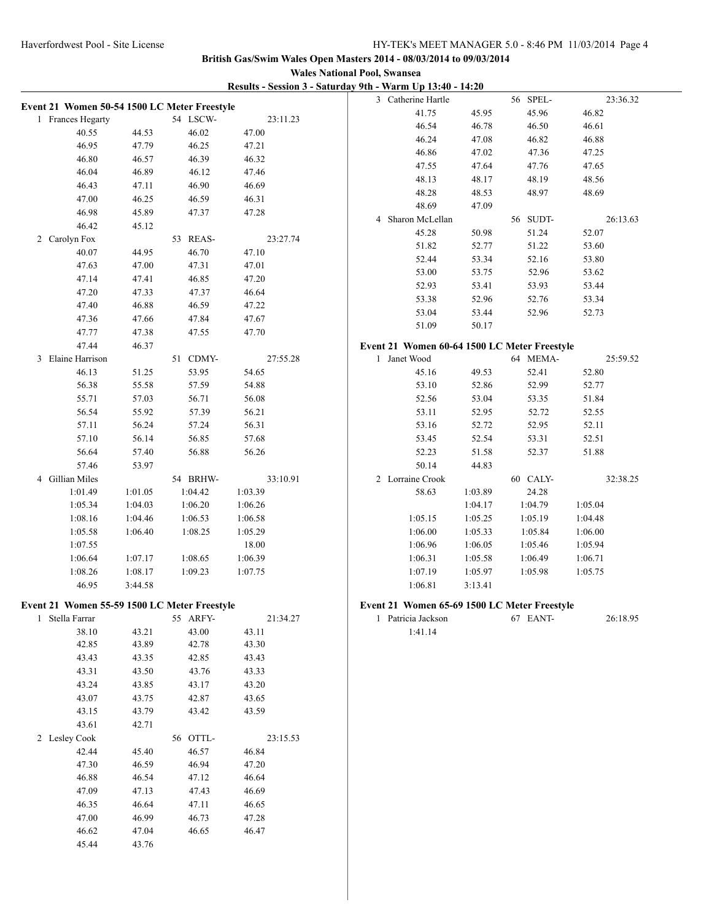British Gas/Swim Wales Open Masters 2014 - 08/03/2014 to 09/03/2014

Wales National Pool, Swansea

Results - Session 3 - Saturday 9th - Warm Up 13:40 - 14:20

### Event 21 Women 50-54 1500 LC Meter Freestyle

| | | | |
|---|---|---|---|
| 1 Frances Hegarty | | 54 LSCW- | 23:11.23 |
| 40.55 | 44.53 | 46.02 | 47.00 |
| 46.95 | 47.79 | 46.25 | 47.21 |
| 46.80 | 46.57 | 46.39 | 46.32 |
| 46.04 | 46.89 | 46.12 | 47.46 |
| 46.43 | 47.11 | 46.90 | 46.69 |
| 47.00 | 46.25 | 46.59 | 46.31 |
| 46.98 | 45.89 | 47.37 | 47.28 |
| 46.42 | 45.12 | | |
| 2 Carolyn Fox | | 53 REAS- | 23:27.74 |
| 40.07 | 44.95 | 46.70 | 47.10 |
| 47.63 | 47.00 | 47.31 | 47.01 |
| 47.14 | 47.41 | 46.85 | 47.20 |
| 47.20 | 47.33 | 47.37 | 46.64 |
| 47.40 | 46.88 | 46.59 | 47.22 |
| 47.36 | 47.66 | 47.84 | 47.67 |
| 47.77 | 47.38 | 47.55 | 47.70 |
| 47.44 | 46.37 | | |
| 3 Elaine Harrison | | 51 CDMY- | 27:55.28 |
| 46.13 | 51.25 | 53.95 | 54.65 |
| 56.38 | 55.58 | 57.59 | 54.88 |
| 55.71 | 57.03 | 56.71 | 56.08 |
| 56.54 | 55.92 | 57.39 | 56.21 |
| 57.11 | 56.24 | 57.24 | 56.31 |
| 57.10 | 56.14 | 56.85 | 57.68 |
| 56.64 | 57.40 | 56.88 | 56.26 |
| 57.46 | 53.97 | | |
| 4 Gillian Miles | | 54 BRHW- | 33:10.91 |
| 1:01.49 | 1:01.05 | 1:04.42 | 1:03.39 |
| 1:05.34 | 1:04.03 | 1:06.20 | 1:06.26 |
| 1:08.16 | 1:04.46 | 1:06.53 | 1:06.58 |
| 1:05.58 | 1:06.40 | 1:08.25 | 1:05.29 |
| 1:07.55 | | | 18.00 |
| 1:06.64 | 1:07.17 | 1:08.65 | 1:06.39 |
| 1:08.26 | 1:08.17 | 1:09.23 | 1:07.75 |
| 46.95 | 3:44.58 | | |

### Event 21 Women 55-59 1500 LC Meter Freestyle

| | | | |
|---|---|---|---|
| 1 Stella Farrar | | 55 ARFY- | 21:34.27 |
| 38.10 | 43.21 | 43.00 | 43.11 |
| 42.85 | 43.89 | 42.78 | 43.30 |
| 43.43 | 43.35 | 42.85 | 43.43 |
| 43.31 | 43.50 | 43.76 | 43.33 |
| 43.24 | 43.85 | 43.17 | 43.20 |
| 43.07 | 43.75 | 42.87 | 43.65 |
| 43.15 | 43.79 | 43.42 | 43.59 |
| 43.61 | 42.71 | | |
| 2 Lesley Cook | | 56 OTTL- | 23:15.53 |
| 42.44 | 45.40 | 46.57 | 46.84 |
| 47.30 | 46.59 | 46.94 | 47.20 |
| 46.88 | 46.54 | 47.12 | 46.64 |
| 47.09 | 47.13 | 47.43 | 46.69 |
| 46.35 | 46.64 | 47.11 | 46.65 |
| 47.00 | 46.99 | 46.73 | 47.28 |
| 46.62 | 47.04 | 46.65 | 46.47 |
| 45.44 | 43.76 | | |
| 3 Catherine Hartle | | 56 SPEL- | 23:36.32 |
| 41.75 | 45.95 | 45.96 | 46.82 |
| 46.54 | 46.78 | 46.50 | 46.61 |
| 46.24 | 47.08 | 46.82 | 46.88 |
| 46.86 | 47.02 | 47.36 | 47.25 |
| 47.55 | 47.64 | 47.76 | 47.65 |
| 48.13 | 48.17 | 48.19 | 48.56 |
| 48.28 | 48.53 | 48.97 | 48.69 |
| 48.69 | 47.09 | | |
| 4 Sharon McLellan | | 56 SUDT- | 26:13.63 |
| 45.28 | 50.98 | 51.24 | 52.07 |
| 51.82 | 52.77 | 51.22 | 53.60 |
| 52.44 | 53.34 | 52.16 | 53.80 |
| 53.00 | 53.75 | 52.96 | 53.62 |
| 52.93 | 53.41 | 53.93 | 53.44 |
| 53.38 | 52.96 | 52.76 | 53.34 |
| 53.04 | 53.44 | 52.96 | 52.73 |
| 51.09 | 50.17 | | |

### Event 21 Women 60-64 1500 LC Meter Freestyle

| | | | |
|---|---|---|---|
| 1 Janet Wood | | 64 MEMA- | 25:59.52 |
| 45.16 | 49.53 | 52.41 | 52.80 |
| 53.10 | 52.86 | 52.99 | 52.77 |
| 52.56 | 53.04 | 53.35 | 51.84 |
| 53.11 | 52.95 | 52.72 | 52.55 |
| 53.16 | 52.72 | 52.95 | 52.11 |
| 53.45 | 52.54 | 53.31 | 52.51 |
| 52.23 | 51.58 | 52.37 | 51.88 |
| 50.14 | 44.83 | | |
| 2 Lorraine Crook | | 60 CALY- | 32:38.25 |
| 58.63 | 1:03.89 | 24.28 | |
| | 1:04.17 | 1:04.79 | 1:05.04 |
| 1:05.15 | 1:05.25 | 1:05.19 | 1:04.48 |
| 1:06.00 | 1:05.33 | 1:05.84 | 1:06.00 |
| 1:06.96 | 1:06.05 | 1:05.46 | 1:05.94 |
| 1:06.31 | 1:05.58 | 1:06.49 | 1:06.71 |
| 1:07.19 | 1:05.97 | 1:05.98 | 1:05.75 |
| 1:06.81 | 3:13.41 | | |

### Event 21 Women 65-69 1500 LC Meter Freestyle

| | | | |
|---|---|---|---|
| 1 Patricia Jackson | | 67 EANT- | 26:18.95 |
| 1:41.14 | | | |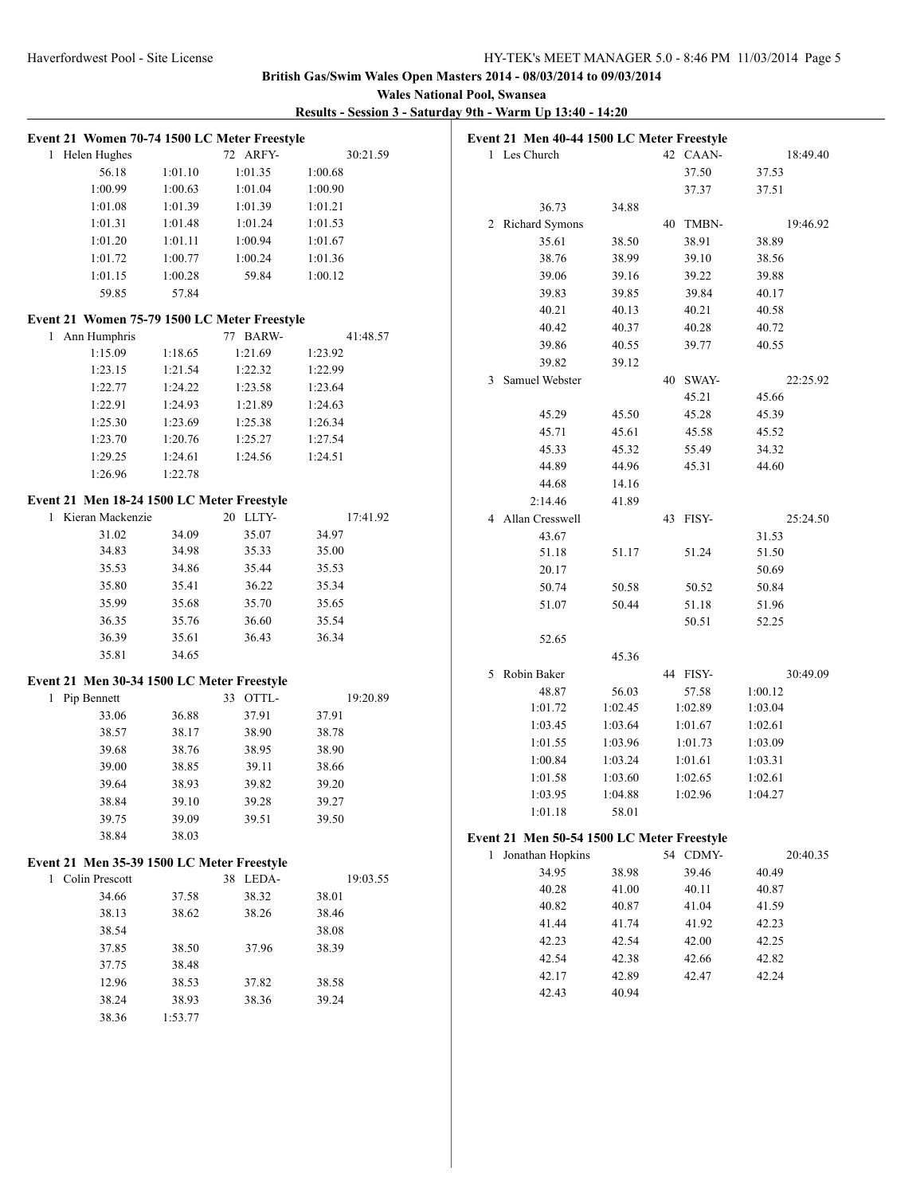**British Gas/Swim Wales Open Masters 2014 - 08/03/2014 to 09/03/2014**

**Wales National Pool, Swansea**

**Results - Session 3 - Saturday 9th - Warm Up 13:40 - 14:20**

### Event 21 Women 70-74 1500 LC Meter Freestyle

1 Helen Hughes 72 ARFY- 30:21.59

| | | | |
|---|---|---|---|
| 56.18 | 1:01.10 | 1:01.35 | 1:00.68 |
| 1:00.99 | 1:00.63 | 1:01.04 | 1:00.90 |
| 1:01.08 | 1:01.39 | 1:01.39 | 1:01.21 |
| 1:01.31 | 1:01.48 | 1:01.24 | 1:01.53 |
| 1:01.20 | 1:01.11 | 1:00.94 | 1:01.67 |
| 1:01.72 | 1:00.77 | 1:00.24 | 1:01.36 |
| 1:01.15 | 1:00.28 | 59.84 | 1:00.12 |
| 59.85 | 57.84 | | |

### Event 21 Women 75-79 1500 LC Meter Freestyle

1 Ann Humphris 77 BARW- 41:48.57

| | | | |
|---|---|---|---|
| 1:15.09 | 1:18.65 | 1:21.69 | 1:23.92 |
| 1:23.15 | 1:21.54 | 1:22.32 | 1:22.99 |
| 1:22.77 | 1:24.22 | 1:23.58 | 1:23.64 |
| 1:22.91 | 1:24.93 | 1:21.89 | 1:24.63 |
| 1:25.30 | 1:23.69 | 1:25.38 | 1:26.34 |
| 1:23.70 | 1:20.76 | 1:25.27 | 1:27.54 |
| 1:29.25 | 1:24.61 | 1:24.56 | 1:24.51 |
| 1:26.96 | 1:22.78 | | |

### Event 21 Men 18-24 1500 LC Meter Freestyle

1 Kieran Mackenzie 20 LLTY- 17:41.92

| | | | |
|---|---|---|---|
| 31.02 | 34.09 | 35.07 | 34.97 |
| 34.83 | 34.98 | 35.33 | 35.00 |
| 35.53 | 34.86 | 35.44 | 35.53 |
| 35.80 | 35.41 | 36.22 | 35.34 |
| 35.99 | 35.68 | 35.70 | 35.65 |
| 36.35 | 35.76 | 36.60 | 35.54 |
| 36.39 | 35.61 | 36.43 | 36.34 |
| 35.81 | 34.65 | | |

### Event 21 Men 30-34 1500 LC Meter Freestyle

1 Pip Bennett 33 OTTL- 19:20.89

| | | | |
|---|---|---|---|
| 33.06 | 36.88 | 37.91 | 37.91 |
| 38.57 | 38.17 | 38.90 | 38.78 |
| 39.68 | 38.76 | 38.95 | 38.90 |
| 39.00 | 38.85 | 39.11 | 38.66 |
| 39.64 | 38.93 | 39.82 | 39.20 |
| 38.84 | 39.10 | 39.28 | 39.27 |
| 39.75 | 39.09 | 39.51 | 39.50 |
| 38.84 | 38.03 | | |

### Event 21 Men 35-39 1500 LC Meter Freestyle

1 Colin Prescott 38 LEDA- 19:03.55

| | | | |
|---|---|---|---|
| 34.66 | 37.58 | 38.32 | 38.01 |
| 38.13 | 38.62 | 38.26 | 38.46 |
| 38.54 | | | 38.08 |
| 37.85 | 38.50 | 37.96 | 38.39 |
| 37.75 | 38.48 | | |
| 12.96 | 38.53 | 37.82 | 38.58 |
| 38.24 | 38.93 | 38.36 | 39.24 |
| 38.36 | 1:53.77 | | |

### Event 21 Men 40-44 1500 LC Meter Freestyle

1 Les Church 42 CAAN- 18:49.40

| | | | |
|---|---|---|---|
| | | 37.50 | 37.53 |
| | | 37.37 | 37.51 |
| 36.73 | 34.88 | | |

2 Richard Symons 40 TMBN- 19:46.92

| | | | |
|---|---|---|---|
| 35.61 | 38.50 | 38.91 | 38.89 |
| 38.76 | 38.99 | 39.10 | 38.56 |
| 39.06 | 39.16 | 39.22 | 39.88 |
| 39.83 | 39.85 | 39.84 | 40.17 |
| 40.21 | 40.13 | 40.21 | 40.58 |
| 40.42 | 40.37 | 40.28 | 40.72 |
| 39.86 | 40.55 | 39.77 | 40.55 |
| 39.82 | 39.12 | | |

3 Samuel Webster 40 SWAY- 22:25.92

| | | | |
|---|---|---|---|
| | | 45.21 | 45.66 |
| 45.29 | 45.50 | 45.28 | 45.39 |
| 45.71 | 45.61 | 45.58 | 45.52 |
| 45.33 | 45.32 | 55.49 | 34.32 |
| 44.89 | 44.96 | 45.31 | 44.60 |
| 44.68 | 14.16 | | |
| 2:14.46 | 41.89 | | |

4 Allan Cresswell 43 FISY- 25:24.50

| | | | |
|---|---|---|---|
| 43.67 | | | 31.53 |
| 51.18 | 51.17 | 51.24 | 51.50 |
| 20.17 | | | 50.69 |
| 50.74 | 50.58 | 50.52 | 50.84 |
| 51.07 | 50.44 | 51.18 | 51.96 |
| | | 50.51 | 52.25 |
| 52.65 | | | |
| | 45.36 | | |

5 Robin Baker 44 FISY- 30:49.09

| | | | |
|---|---|---|---|
| 48.87 | 56.03 | 57.58 | 1:00.12 |
| 1:01.72 | 1:02.45 | 1:02.89 | 1:03.04 |
| 1:03.45 | 1:03.64 | 1:01.67 | 1:02.61 |
| 1:01.55 | 1:03.96 | 1:01.73 | 1:03.09 |
| 1:00.84 | 1:03.24 | 1:01.61 | 1:03.31 |
| 1:01.58 | 1:03.60 | 1:02.65 | 1:02.61 |
| 1:03.95 | 1:04.88 | 1:02.96 | 1:04.27 |
| 1:01.18 | 58.01 | | |

### Event 21 Men 50-54 1500 LC Meter Freestyle

1 Jonathan Hopkins 54 CDMY- 20:40.35

| | | | |
|---|---|---|---|
| 34.95 | 38.98 | 39.46 | 40.49 |
| 40.28 | 41.00 | 40.11 | 40.87 |
| 40.82 | 40.87 | 41.04 | 41.59 |
| 41.44 | 41.74 | 41.92 | 42.23 |
| 42.23 | 42.54 | 42.00 | 42.25 |
| 42.54 | 42.38 | 42.66 | 42.82 |
| 42.17 | 42.89 | 42.47 | 42.24 |
| 42.43 | 40.94 | | |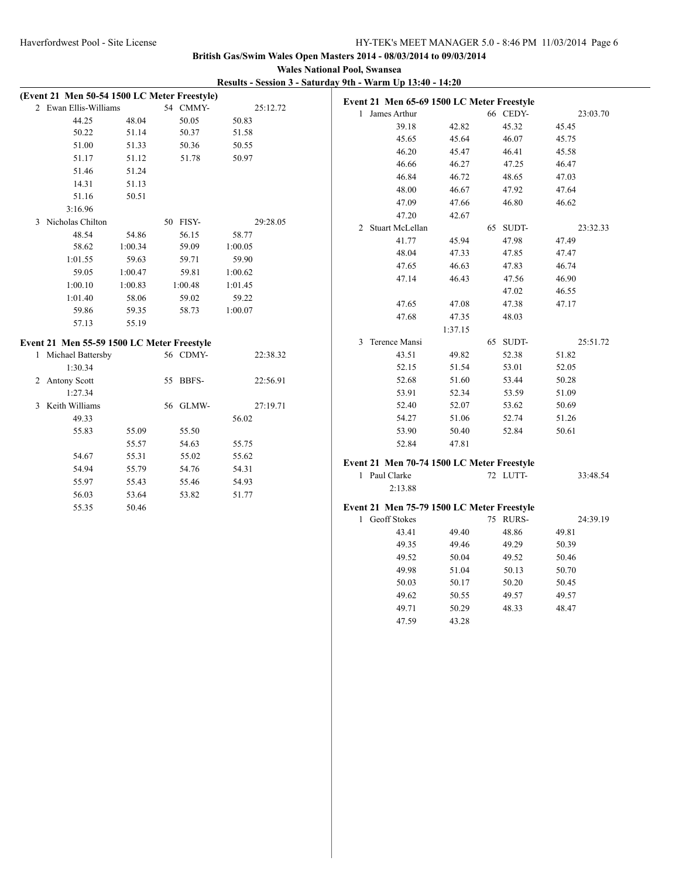British Gas/Swim Wales Open Masters 2014 - 08/03/2014 to 09/03/2014

Wales National Pool, Swansea

Results - Session 3 - Saturday 9th - Warm Up 13:40 - 14:20

**(Event 21 Men 50-54 1500 LC Meter Freestyle)**

| | | | | |
|---|---|---|---|---|
| 2 Ewan Ellis-Williams | | 54 CMMY- | | 25:12.72 |
| 44.25 | 48.04 | 50.05 | 50.83 | |
| 50.22 | 51.14 | 50.37 | 51.58 | |
| 51.00 | 51.33 | 50.36 | 50.55 | |
| 51.17 | 51.12 | 51.78 | 50.97 | |
| 51.46 | 51.24 | | | |
| 14.31 | 51.13 | | | |
| 51.16 | 50.51 | | | |
| 3:16.96 | | | | |
| 3 Nicholas Chilton | | 50 FISY- | | 29:28.05 |
| 48.54 | 54.86 | 56.15 | 58.77 | |
| 58.62 | 1:00.34 | 59.09 | 1:00.05 | |
| 1:01.55 | 59.63 | 59.71 | 59.90 | |
| 59.05 | 1:00.47 | 59.81 | 1:00.62 | |
| 1:00.10 | 1:00.83 | 1:00.48 | 1:01.45 | |
| 1:01.40 | 58.06 | 59.02 | 59.22 | |
| 59.86 | 59.35 | 58.73 | 1:00.07 | |
| 57.13 | 55.19 | | | |

**Event 21 Men 55-59 1500 LC Meter Freestyle**

| | | | | |
|---|---|---|---|---|
| 1 Michael Battersby | | 56 CDMY- | | 22:38.32 |
| 1:30.34 | | | | |
| 2 Antony Scott | | 55 BBFS- | | 22:56.91 |
| 1:27.34 | | | | |
| 3 Keith Williams | | 56 GLMW- | | 27:19.71 |
| 49.33 | | | 56.02 | |
| 55.83 | 55.09 | 55.50 | | |
| | 55.57 | 54.63 | 55.75 | |
| 54.67 | 55.31 | 55.02 | 55.62 | |
| 54.94 | 55.79 | 54.76 | 54.31 | |
| 55.97 | 55.43 | 55.46 | 54.93 | |
| 56.03 | 53.64 | 53.82 | 51.77 | |
| 55.35 | 50.46 | | | |

**Event 21 Men 65-69 1500 LC Meter Freestyle**

| | | | | |
|---|---|---|---|---|
| 1 James Arthur | | 66 CEDY- | | 23:03.70 |
| 39.18 | 42.82 | 45.32 | 45.45 | |
| 45.65 | 45.64 | 46.07 | 45.75 | |
| 46.20 | 45.47 | 46.41 | 45.58 | |
| 46.66 | 46.27 | 47.25 | 46.47 | |
| 46.84 | 46.72 | 48.65 | 47.03 | |
| 48.00 | 46.67 | 47.92 | 47.64 | |
| 47.09 | 47.66 | 46.80 | 46.62 | |
| 47.20 | 42.67 | | | |
| 2 Stuart McLellan | | 65 SUDT- | | 23:32.33 |
| 41.77 | 45.94 | 47.98 | 47.49 | |
| 48.04 | 47.33 | 47.85 | 47.47 | |
| 47.65 | 46.63 | 47.83 | 46.74 | |
| 47.14 | 46.43 | 47.56 | 46.90 | |
| | | 47.02 | 46.55 | |
| 47.65 | 47.08 | 47.38 | 47.17 | |
| 47.68 | 47.35 | 48.03 | | |
| | 1:37.15 | | | |
| 3 Terence Mansi | | 65 SUDT- | | 25:51.72 |
| 43.51 | 49.82 | 52.38 | 51.82 | |
| 52.15 | 51.54 | 53.01 | 52.05 | |
| 52.68 | 51.60 | 53.44 | 50.28 | |
| 53.91 | 52.34 | 53.59 | 51.09 | |
| 52.40 | 52.07 | 53.62 | 50.69 | |
| 54.27 | 51.06 | 52.74 | 51.26 | |
| 53.90 | 50.40 | 52.84 | 50.61 | |
| 52.84 | 47.81 | | | |

**Event 21 Men 70-74 1500 LC Meter Freestyle**

| | | | | |
|---|---|---|---|---|
| 1 Paul Clarke | | 72 LUTT- | | 33:48.54 |
| 2:13.88 | | | | |

**Event 21 Men 75-79 1500 LC Meter Freestyle**

| | | | | |
|---|---|---|---|---|
| 1 Geoff Stokes | | 75 RURS- | | 24:39.19 |
| 43.41 | 49.40 | 48.86 | 49.81 | |
| 49.35 | 49.46 | 49.29 | 50.39 | |
| 49.52 | 50.04 | 49.52 | 50.46 | |
| 49.98 | 51.04 | 50.13 | 50.70 | |
| 50.03 | 50.17 | 50.20 | 50.45 | |
| 49.62 | 50.55 | 49.57 | 49.57 | |
| 49.71 | 50.29 | 48.33 | 48.47 | |
| 47.59 | 43.28 | | | |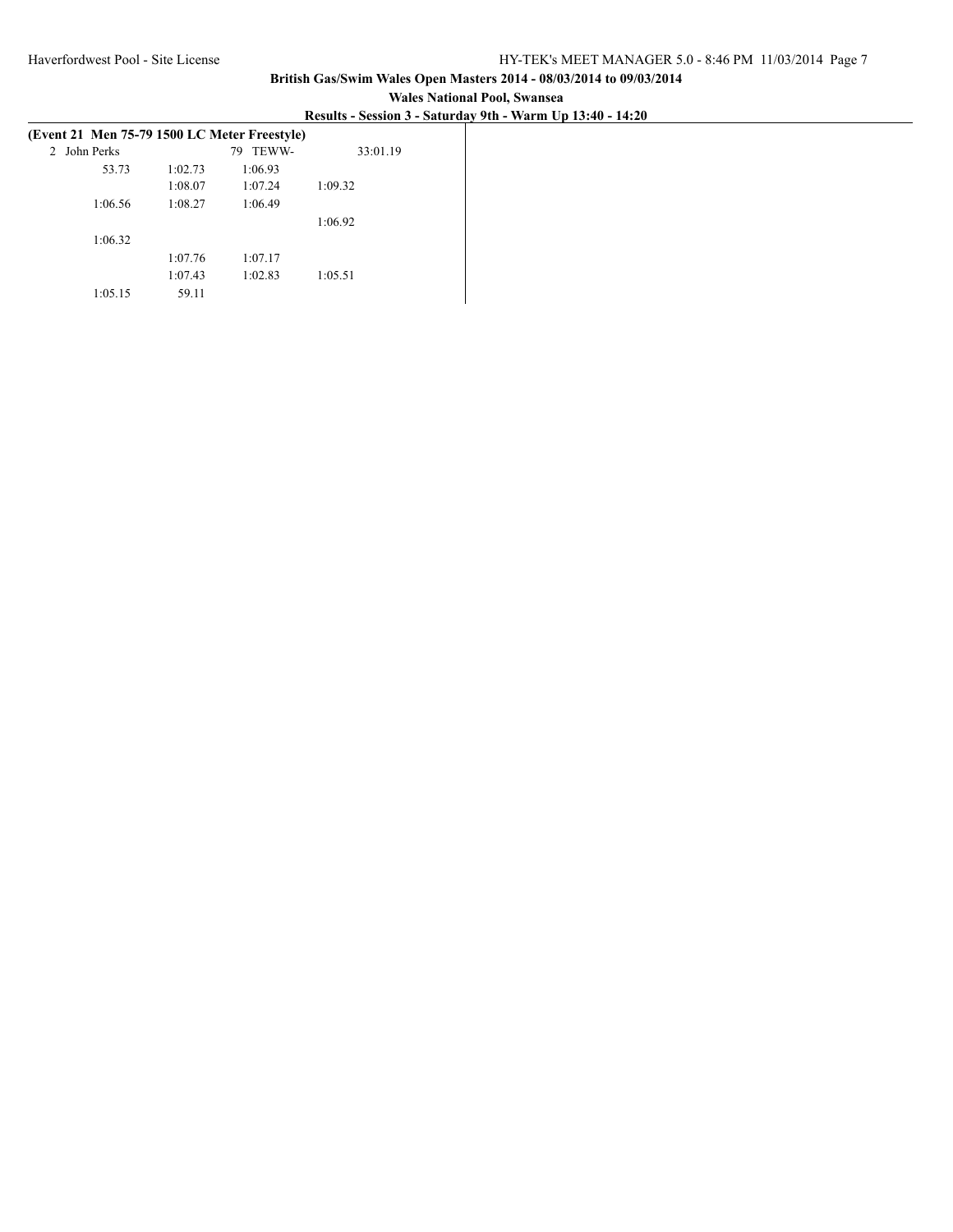**British Gas/Swim Wales Open Masters 2014 - 08/03/2014 to 09/03/2014**

**Wales National Pool, Swansea**

**Results - Session 3 - Saturday 9th - Warm Up 13:40 - 14:20**

**(Event 21 Men 75-79 1500 LC Meter Freestyle)**

| | | | |
|---|---|---|---|
| 2 John Perks | | 79 TEWW- | 33:01.19 |
| 53.73 | 1:02.73 | 1:06.93 | |
| | 1:08.07 | 1:07.24 | 1:09.32 |
| 1:06.56 | 1:08.27 | 1:06.49 | |
| | | | 1:06.92 |
| 1:06.32 | | | |
| | 1:07.76 | 1:07.17 | |
| | 1:07.43 | 1:02.83 | 1:05.51 |
| 1:05.15 | 59.11 | | |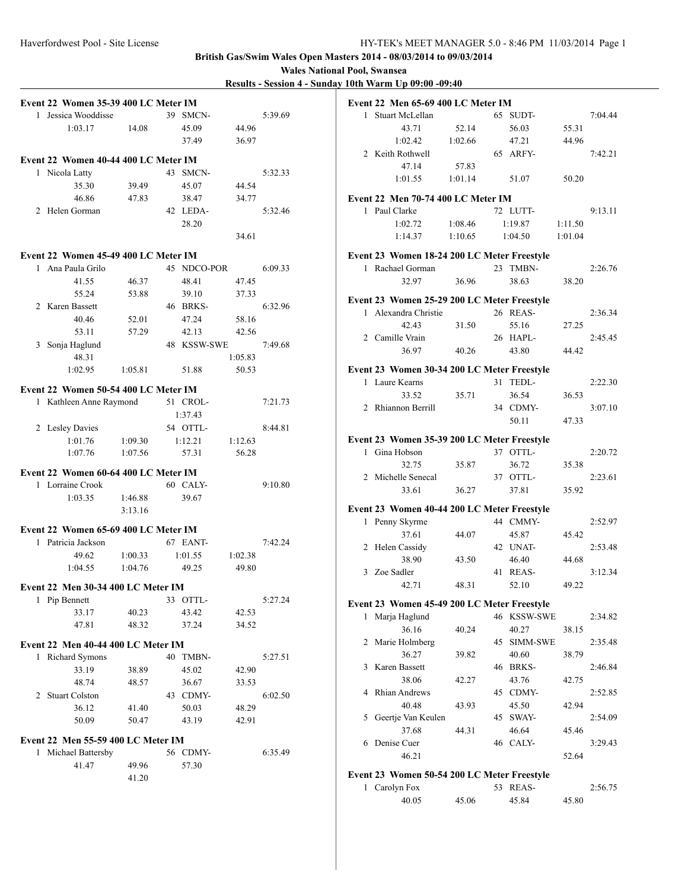**British Gas/Swim Wales Open Masters 2014 - 08/03/2014 to 09/03/2014**

**Wales National Pool, Swansea**

**Results - Session 4 - Sunday 10th Warm Up 09:00 -09:40**

### Event 22 Women 35-39 400 LC Meter IM

| | | | | |
|---|---|---|---|---|
| 1 Jessica Wooddisse | | 39 SMCN- | | 5:39.69 |
| 1:03.17 | 14.08 | 45.09 | 44.96 | |
| | | 37.49 | 36.97 | |

### Event 22 Women 40-44 400 LC Meter IM

| | | | | |
|---|---|---|---|---|
| 1 Nicola Latty | | 43 SMCN- | | 5:32.33 |
| 35.30 | 39.49 | 45.07 | 44.54 | |
| 46.86 | 47.83 | 38.47 | 34.77 | |
| 2 Helen Gorman | | 42 LEDA- | | 5:32.46 |
| | | 28.20 | | |
| | | | 34.61 | |

### Event 22 Women 45-49 400 LC Meter IM

| | | | | |
|---|---|---|---|---|
| 1 Ana Paula Grilo | | 45 NDCO-POR | | 6:09.33 |
| 41.55 | 46.37 | 48.41 | 47.45 | |
| 55.24 | 53.88 | 39.10 | 37.33 | |
| 2 Karen Bassett | | 46 BRKS- | | 6:32.96 |
| 40.46 | 52.01 | 47.24 | 58.16 | |
| 53.11 | 57.29 | 42.13 | 42.56 | |
| 3 Sonja Haglund | | 48 KSSW-SWE | | 7:49.68 |
| 48.31 | | | 1:05.83 | |
| 1:02.95 | 1:05.81 | 51.88 | 50.53 | |

### Event 22 Women 50-54 400 LC Meter IM

| | | | | |
|---|---|---|---|---|
| 1 Kathleen Anne Raymond | | 51 CROL- | | 7:21.73 |
| | | 1:37.43 | | |
| 2 Lesley Davies | | 54 OTTL- | | 8:44.81 |
| 1:01.76 | 1:09.30 | 1:12.21 | 1:12.63 | |
| 1:07.76 | 1:07.56 | 57.31 | 56.28 | |

### Event 22 Women 60-64 400 LC Meter IM

| | | | | |
|---|---|---|---|---|
| 1 Lorraine Crook | | 60 CALY- | | 9:10.80 |
| 1:03.35 | 1:46.88 | 39.67 | | |
| | 3:13.16 | | | |

### Event 22 Women 65-69 400 LC Meter IM

| | | | | |
|---|---|---|---|---|
| 1 Patricia Jackson | | 67 EANT- | | 7:42.24 |
| 49.62 | 1:00.33 | 1:01.55 | 1:02.38 | |
| 1:04.55 | 1:04.76 | 49.25 | 49.80 | |

### Event 22 Men 30-34 400 LC Meter IM

| | | | | |
|---|---|---|---|---|
| 1 Pip Bennett | | 33 OTTL- | | 5:27.24 |
| 33.17 | 40.23 | 43.42 | 42.53 | |
| 47.81 | 48.32 | 37.24 | 34.52 | |

### Event 22 Men 40-44 400 LC Meter IM

| | | | | |
|---|---|---|---|---|
| 1 Richard Symons | | 40 TMBN- | | 5:27.51 |
| 33.19 | 38.89 | 45.02 | 42.90 | |
| 48.74 | 48.57 | 36.67 | 33.53 | |
| 2 Stuart Colston | | 43 CDMY- | | 6:02.50 |
| 36.12 | 41.40 | 50.03 | 48.29 | |
| 50.09 | 50.47 | 43.19 | 42.91 | |

### Event 22 Men 55-59 400 LC Meter IM

| | | | | |
|---|---|---|---|---|
| 1 Michael Battersby | | 56 CDMY- | | 6:35.49 |
| 41.47 | 49.96 | 57.30 | | |
| | 41.20 | | | |

### Event 22 Men 65-69 400 LC Meter IM

| | | | | |
|---|---|---|---|---|
| 1 Stuart McLellan | | 65 SUDT- | | 7:04.44 |
| 43.71 | 52.14 | 56.03 | 55.31 | |
| 1:02.42 | 1:02.66 | 47.21 | 44.96 | |
| 2 Keith Rothwell | | 65 ARFY- | | 7:42.21 |
| 47.14 | 57.83 | | | |
| 1:01.55 | 1:01.14 | 51.07 | 50.20 | |

### Event 22 Men 70-74 400 LC Meter IM

| | | | | |
|---|---|---|---|---|
| 1 Paul Clarke | | 72 LUTT- | | 9:13.11 |
| 1:02.72 | 1:08.46 | 1:19.87 | 1:11.50 | |
| 1:14.37 | 1:10.65 | 1:04.50 | 1:01.04 | |

### Event 23 Women 18-24 200 LC Meter Freestyle

| | | | | |
|---|---|---|---|---|
| 1 Rachael Gorman | | 23 TMBN- | | 2:26.76 |
| 32.97 | 36.96 | 38.63 | 38.20 | |

### Event 23 Women 25-29 200 LC Meter Freestyle

| | | | | |
|---|---|---|---|---|
| 1 Alexandra Christie | | 26 REAS- | | 2:36.34 |
| 42.43 | 31.50 | 55.16 | 27.25 | |
| 2 Camille Vrain | | 26 HAPL- | | 2:45.45 |
| 36.97 | 40.26 | 43.80 | 44.42 | |

### Event 23 Women 30-34 200 LC Meter Freestyle

| | | | | |
|---|---|---|---|---|
| 1 Laure Kearns | | 31 TEDL- | | 2:22.30 |
| 33.52 | 35.71 | 36.54 | 36.53 | |
| 2 Rhiannon Berrill | | 34 CDMY- | | 3:07.10 |
| | | 50.11 | 47.33 | |

### Event 23 Women 35-39 200 LC Meter Freestyle

| | | | | |
|---|---|---|---|---|
| 1 Gina Hobson | | 37 OTTL- | | 2:20.72 |
| 32.75 | 35.87 | 36.72 | 35.38 | |
| 2 Michelle Senecal | | 37 OTTL- | | 2:23.61 |
| 33.61 | 36.27 | 37.81 | 35.92 | |

### Event 23 Women 40-44 200 LC Meter Freestyle

| | | | | |
|---|---|---|---|---|
| 1 Penny Skyrme | | 44 CMMY- | | 2:52.97 |
| 37.61 | 44.07 | 45.87 | 45.42 | |
| 2 Helen Cassidy | | 42 UNAT- | | 2:53.48 |
| 38.90 | 43.50 | 46.40 | 44.68 | |
| 3 Zoe Sadler | | 41 REAS- | | 3:12.34 |
| 42.71 | 48.31 | 52.10 | 49.22 | |

### Event 23 Women 45-49 200 LC Meter Freestyle

| | | | | |
|---|---|---|---|---|
| 1 Marja Haglund | | 46 KSSW-SWE | | 2:34.82 |
| 36.16 | 40.24 | 40.27 | 38.15 | |
| 2 Marie Holmberg | | 45 SIMM-SWE | | 2:35.48 |
| 36.27 | 39.82 | 40.60 | 38.79 | |
| 3 Karen Bassett | | 46 BRKS- | | 2:46.84 |
| 38.06 | 42.27 | 43.76 | 42.75 | |
| 4 Rhian Andrews | | 45 CDMY- | | 2:52.85 |
| 40.48 | 43.93 | 45.50 | 42.94 | |
| 5 Geertje Van Keulen | | 45 SWAY- | | 2:54.09 |
| 37.68 | 44.31 | 46.64 | 45.46 | |
| 6 Denise Cuer | | 46 CALY- | | 3:29.43 |
| 46.21 | | | 52.64 | |

### Event 23 Women 50-54 200 LC Meter Freestyle

| | | | | |
|---|---|---|---|---|
| 1 Carolyn Fox | | 53 REAS- | | 2:56.75 |
| 40.05 | 45.06 | 45.84 | 45.80 | |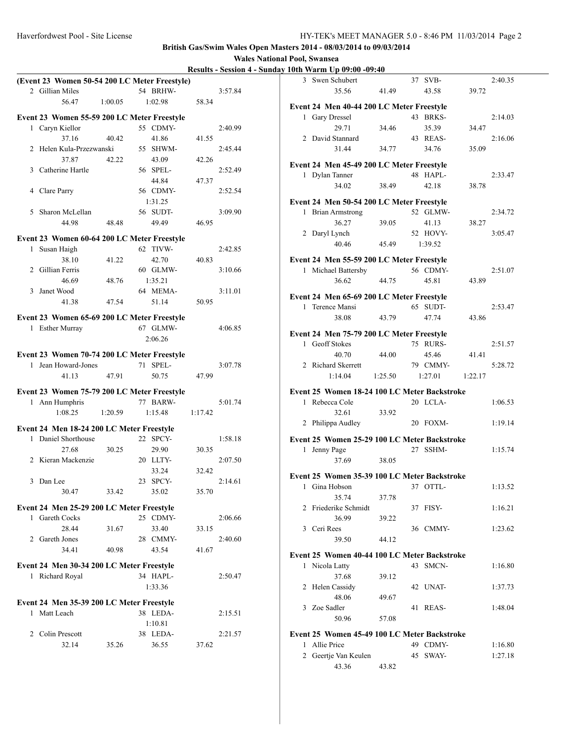**British Gas/Swim Wales Open Masters 2014 - 08/03/2014 to 09/03/2014**

**Wales National Pool, Swansea**

**Results - Session 4 - Sunday 10th Warm Up 09:00 -09:40**

**(Event 23 Women 50-54 200 LC Meter Freestyle)**

| | | | | | |
|---|---|---|---|---|---|
| 2 | Gillian Miles | 54 | BRHW- | | 3:57.84 |
| | 56.47 | 1:00.05 | 1:02.98 | 58.34 | |

**Event 23 Women 55-59 200 LC Meter Freestyle**

| | | | | | |
|---|---|---|---|---|---|
| 1 | Caryn Kiellor | 55 | CDMY- | | 2:40.99 |
| | 37.16 | 40.42 | 41.86 | 41.55 | |
| 2 | Helen Kula-Przezwanski | 55 | SHWM- | | 2:45.44 |
| | 37.87 | 42.22 | 43.09 | 42.26 | |
| 3 | Catherine Hartle | 56 | SPEL- | | 2:52.49 |
| | | | 44.84 | 47.37 | |
| 4 | Clare Parry | 56 | CDMY- | | 2:52.54 |
| | | | 1:31.25 | | |
| 5 | Sharon McLellan | 56 | SUDT- | | 3:09.90 |
| | 44.98 | 48.48 | 49.49 | 46.95 | |

**Event 23 Women 60-64 200 LC Meter Freestyle**

| | | | | | |
|---|---|---|---|---|---|
| 1 | Susan Haigh | 62 | TIVW- | | 2:42.85 |
| | 38.10 | 41.22 | 42.70 | 40.83 | |
| 2 | Gillian Ferris | 60 | GLMW- | | 3:10.66 |
| | 46.69 | 48.76 | 1:35.21 | | |
| 3 | Janet Wood | 64 | MEMA- | | 3:11.01 |
| | 41.38 | 47.54 | 51.14 | 50.95 | |

**Event 23 Women 65-69 200 LC Meter Freestyle**

| | | | | | |
|---|---|---|---|---|---|
| 1 | Esther Murray | 67 | GLMW- | | 4:06.85 |
| | | | 2:06.26 | | |

**Event 23 Women 70-74 200 LC Meter Freestyle**

| | | | | | |
|---|---|---|---|---|---|
| 1 | Jean Howard-Jones | 71 | SPEL- | | 3:07.78 |
| | 41.13 | 47.91 | 50.75 | 47.99 | |

**Event 23 Women 75-79 200 LC Meter Freestyle**

| | | | | | |
|---|---|---|---|---|---|
| 1 | Ann Humphris | 77 | BARW- | | 5:01.74 |
| | 1:08.25 | 1:20.59 | 1:15.48 | 1:17.42 | |

**Event 24 Men 18-24 200 LC Meter Freestyle**

| | | | | | |
|---|---|---|---|---|---|
| 1 | Daniel Shorthouse | 22 | SPCY- | | 1:58.18 |
| | 27.68 | 30.25 | 29.90 | 30.35 | |
| 2 | Kieran Mackenzie | 20 | LLTY- | | 2:07.50 |
| | | | 33.24 | 32.42 | |
| 3 | Dan Lee | 23 | SPCY- | | 2:14.61 |
| | 30.47 | 33.42 | 35.02 | 35.70 | |

**Event 24 Men 25-29 200 LC Meter Freestyle**

| | | | | | |
|---|---|---|---|---|---|
| 1 | Gareth Cocks | 25 | CDMY- | | 2:06.66 |
| | 28.44 | 31.67 | 33.40 | 33.15 | |
| 2 | Gareth Jones | 28 | CMMY- | | 2:40.60 |
| | 34.41 | 40.98 | 43.54 | 41.67 | |

**Event 24 Men 30-34 200 LC Meter Freestyle**

| | | | | | |
|---|---|---|---|---|---|
| 1 | Richard Royal | 34 | HAPL- | | 2:50.47 |
| | | | 1:33.36 | | |

**Event 24 Men 35-39 200 LC Meter Freestyle**

| | | | | | |
|---|---|---|---|---|---|
| 1 | Matt Leach | 38 | LEDA- | | 2:15.51 |
| | | | 1:10.81 | | |
| 2 | Colin Prescott | 38 | LEDA- | | 2:21.57 |
| | 32.14 | 35.26 | 36.55 | 37.62 | |
| 3 | Swen Schubert | 37 | SVB- | | 2:40.35 |
| | 35.56 | 41.49 | 43.58 | 39.72 | |

**Event 24 Men 40-44 200 LC Meter Freestyle**

| | | | | | |
|---|---|---|---|---|---|
| 1 | Gary Dressel | 43 | BRKS- | | 2:14.03 |
| | 29.71 | 34.46 | 35.39 | 34.47 | |
| 2 | David Stannard | 43 | REAS- | | 2:16.06 |
| | 31.44 | 34.77 | 34.76 | 35.09 | |

**Event 24 Men 45-49 200 LC Meter Freestyle**

| | | | | | |
|---|---|---|---|---|---|
| 1 | Dylan Tanner | 48 | HAPL- | | 2:33.47 |
| | 34.02 | 38.49 | 42.18 | 38.78 | |

**Event 24 Men 50-54 200 LC Meter Freestyle**

| | | | | | |
|---|---|---|---|---|---|
| 1 | Brian Armstrong | 52 | GLMW- | | 2:34.72 |
| | 36.27 | 39.05 | 41.13 | 38.27 | |
| 2 | Daryl Lynch | 52 | HOVY- | | 3:05.47 |
| | 40.46 | 45.49 | 1:39.52 | | |

**Event 24 Men 55-59 200 LC Meter Freestyle**

| | | | | | |
|---|---|---|---|---|---|
| 1 | Michael Battersby | 56 | CDMY- | | 2:51.07 |
| | 36.62 | 44.75 | 45.81 | 43.89 | |

**Event 24 Men 65-69 200 LC Meter Freestyle**

| | | | | | |
|---|---|---|---|---|---|
| 1 | Terence Mansi | 65 | SUDT- | | 2:53.47 |
| | 38.08 | 43.79 | 47.74 | 43.86 | |

**Event 24 Men 75-79 200 LC Meter Freestyle**

| | | | | | |
|---|---|---|---|---|---|
| 1 | Geoff Stokes | 75 | RURS- | | 2:51.57 |
| | 40.70 | 44.00 | 45.46 | 41.41 | |
| 2 | Richard Skerrett | 79 | CMMY- | | 5:28.72 |
| | 1:14.04 | 1:25.50 | 1:27.01 | 1:22.17 | |

**Event 25 Women 18-24 100 LC Meter Backstroke**

| | | | | |
|---|---|---|---|---|
| 1 | Rebecca Cole | 20 | LCLA- | 1:06.53 |
| | 32.61 | 33.92 | | |
| 2 | Philippa Audley | 20 | FOXM- | 1:19.14 |

**Event 25 Women 25-29 100 LC Meter Backstroke**

| | | | | |
|---|---|---|---|---|
| 1 | Jenny Page | 27 | SSHM- | 1:15.74 |
| | 37.69 | 38.05 | | |

**Event 25 Women 35-39 100 LC Meter Backstroke**

| | | | | |
|---|---|---|---|---|
| 1 | Gina Hobson | 37 | OTTL- | 1:13.52 |
| | 35.74 | 37.78 | | |
| 2 | Friederike Schmidt | 37 | FISY- | 1:16.21 |
| | 36.99 | 39.22 | | |
| 3 | Ceri Rees | 36 | CMMY- | 1:23.62 |
| | 39.50 | 44.12 | | |

**Event 25 Women 40-44 100 LC Meter Backstroke**

| | | | | |
|---|---|---|---|---|
| 1 | Nicola Latty | 43 | SMCN- | 1:16.80 |
| | 37.68 | 39.12 | | |
| 2 | Helen Cassidy | 42 | UNAT- | 1:37.73 |
| | 48.06 | 49.67 | | |
| 3 | Zoe Sadler | 41 | REAS- | 1:48.04 |
| | 50.96 | 57.08 | | |

**Event 25 Women 45-49 100 LC Meter Backstroke**

| | | | | |
|---|---|---|---|---|
| 1 | Allie Price | 49 | CDMY- | 1:16.80 |
| 2 | Geertje Van Keulen | 45 | SWAY- | 1:27.18 |
| | 43.36 | 43.82 | | |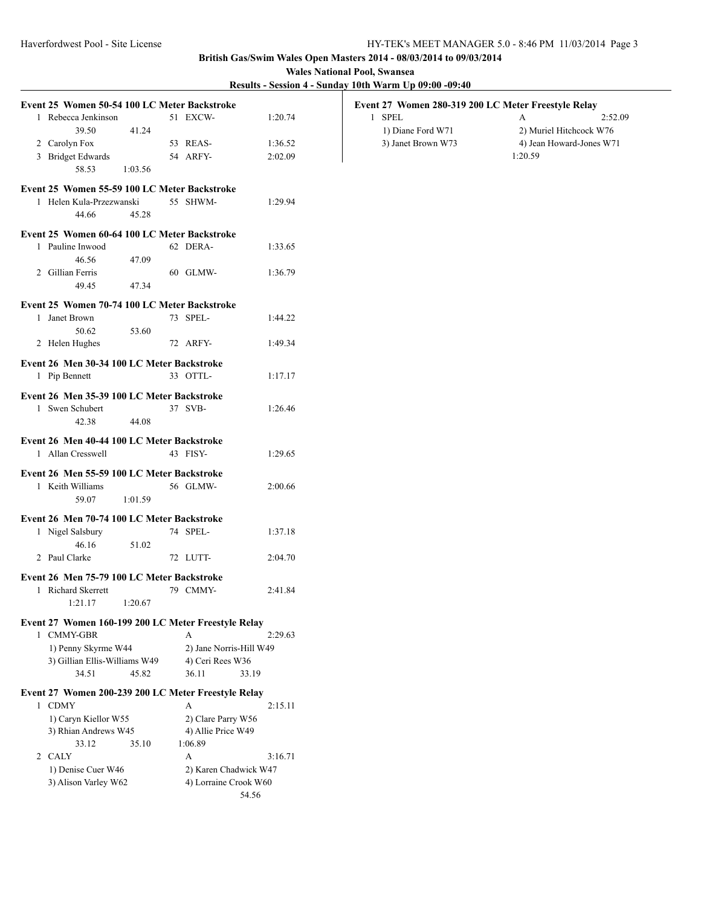**British Gas/Swim Wales Open Masters 2014 - 08/03/2014 to 09/03/2014**

**Wales National Pool, Swansea**

**Results - Session 4 - Sunday 10th Warm Up 09:00 -09:40**

### Event 25 Women 50-54 100 LC Meter Backstroke

| | | | | |
|---|---|---|---|---|
| 1 | Rebecca Jenkinson | 51 | EXCW- | 1:20.74 |
| | 39.50 41.24 | | | |
| 2 | Carolyn Fox | 53 | REAS- | 1:36.52 |
| 3 | Bridget Edwards | 54 | ARFY- | 2:02.09 |
| | 58.53 1:03.56 | | | |

### Event 25 Women 55-59 100 LC Meter Backstroke

| | | | | |
|---|---|---|---|---|
| 1 | Helen Kula-Przezwanski | 55 | SHWM- | 1:29.94 |
| | 44.66 45.28 | | | |

### Event 25 Women 60-64 100 LC Meter Backstroke

| | | | | |
|---|---|---|---|---|
| 1 | Pauline Inwood | 62 | DERA- | 1:33.65 |
| | 46.56 47.09 | | | |
| 2 | Gillian Ferris | 60 | GLMW- | 1:36.79 |
| | 49.45 47.34 | | | |

### Event 25 Women 70-74 100 LC Meter Backstroke

| | | | | |
|---|---|---|---|---|
| 1 | Janet Brown | 73 | SPEL- | 1:44.22 |
| | 50.62 53.60 | | | |
| 2 | Helen Hughes | 72 | ARFY- | 1:49.34 |

### Event 26 Men 30-34 100 LC Meter Backstroke

| | | | | |
|---|---|---|---|---|
| 1 | Pip Bennett | 33 | OTTL- | 1:17.17 |

### Event 26 Men 35-39 100 LC Meter Backstroke

| | | | | |
|---|---|---|---|---|
| 1 | Swen Schubert | 37 | SVB- | 1:26.46 |
| | 42.38 44.08 | | | |

### Event 26 Men 40-44 100 LC Meter Backstroke

| | | | | |
|---|---|---|---|---|
| 1 | Allan Cresswell | 43 | FISY- | 1:29.65 |

### Event 26 Men 55-59 100 LC Meter Backstroke

| | | | | |
|---|---|---|---|---|
| 1 | Keith Williams | 56 | GLMW- | 2:00.66 |
| | 59.07 1:01.59 | | | |

### Event 26 Men 70-74 100 LC Meter Backstroke

| | | | | |
|---|---|---|---|---|
| 1 | Nigel Salsbury | 74 | SPEL- | 1:37.18 |
| | 46.16 51.02 | | | |
| 2 | Paul Clarke | 72 | LUTT- | 2:04.70 |

### Event 26 Men 75-79 100 LC Meter Backstroke

| | | | | |
|---|---|---|---|---|
| 1 | Richard Skerrett | 79 | CMMY- | 2:41.84 |
| | 1:21.17 1:20.67 | | | |

### Event 27 Women 160-199 200 LC Meter Freestyle Relay

1 CMMY-GBR — A — 2:29.63
- 1) Penny Skyrme W44
- 2) Jane Norris-Hill W49
- 3) Gillian Ellis-Williams W49
- 4) Ceri Rees W36

34.51 45.82 36.11 33.19

### Event 27 Women 200-239 200 LC Meter Freestyle Relay

1 CDMY — A — 2:15.11
- 1) Caryn Kiellor W55
- 2) Clare Parry W56
- 3) Rhian Andrews W45
- 4) Allie Price W49

33.12 35.10 1:06.89

2 CALY — A — 3:16.71
- 1) Denise Cuer W46
- 2) Karen Chadwick W47
- 3) Alison Varley W62
- 4) Lorraine Crook W60

54.56

### Event 27 Women 280-319 200 LC Meter Freestyle Relay

1 SPEL — A — 2:52.09
- 1) Diane Ford W71
- 2) Muriel Hitchcock W76
- 3) Janet Brown W73
- 4) Jean Howard-Jones W71

1:20.59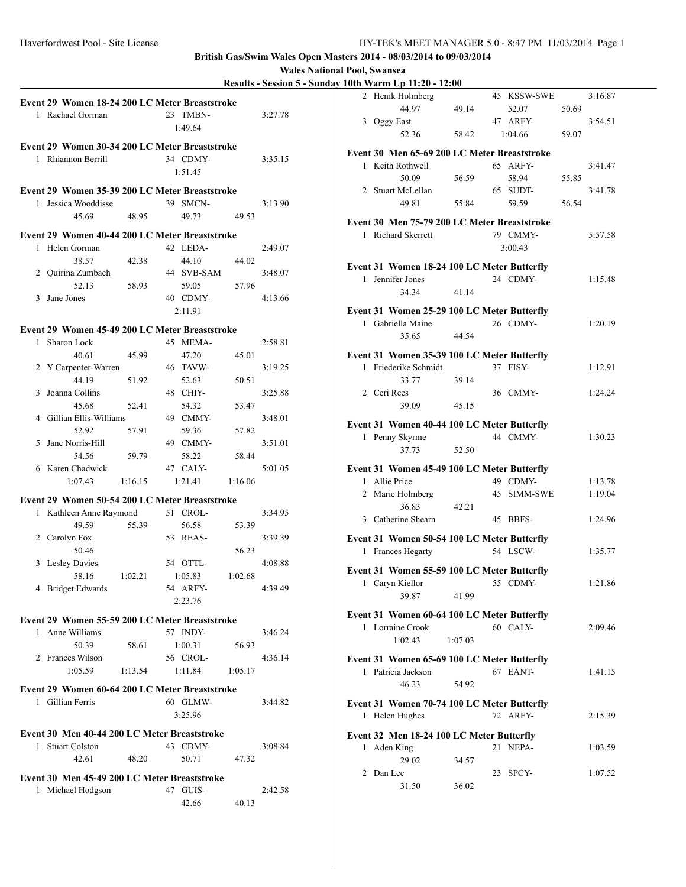**British Gas/Swim Wales Open Masters 2014 - 08/03/2014 to 09/03/2014**

**Wales National Pool, Swansea**

**Results - Session 5 - Sunday 10th Warm Up 11:20 - 12:00**

### Event 29 Women 18-24 200 LC Meter Breaststroke

| | | | | |
|---|---|---|---|---|
| 1 | Rachael Gorman | 23 | TMBN- | 3:27.78 |

1:49.64

### Event 29 Women 30-34 200 LC Meter Breaststroke

| | | | | |
|---|---|---|---|---|
| 1 | Rhiannon Berrill | 34 | CDMY- | 3:35.15 |

1:51.45

### Event 29 Women 35-39 200 LC Meter Breaststroke

| | | | | |
|---|---|---|---|---|
| 1 | Jessica Wooddisse | 39 | SMCN- | 3:13.90 |

45.69 48.95 49.73 49.53

### Event 29 Women 40-44 200 LC Meter Breaststroke

| | | | | |
|---|---|---|---|---|
| 1 | Helen Gorman | 42 | LEDA- | 2:49.07 |
| | 38.57 42.38 44.10 44.02 | | | |
| 2 | Quirina Zumbach | 44 | SVB-SAM | 3:48.07 |
| | 52.13 58.93 59.05 57.96 | | | |
| 3 | Jane Jones | 40 | CDMY- | 4:13.66 |
| | 2:11.91 | | | |

### Event 29 Women 45-49 200 LC Meter Breaststroke

| | | | | |
|---|---|---|---|---|
| 1 | Sharon Lock | 45 | MEMA- | 2:58.81 |
| | 40.61 45.99 47.20 45.01 | | | |
| 2 | Y Carpenter-Warren | 46 | TAVW- | 3:19.25 |
| | 44.19 51.92 52.63 50.51 | | | |
| 3 | Joanna Collins | 48 | CHIY- | 3:25.88 |
| | 45.68 52.41 54.32 53.47 | | | |
| 4 | Gillian Ellis-Williams | 49 | CMMY- | 3:48.01 |
| | 52.92 57.91 59.36 57.82 | | | |
| 5 | Jane Norris-Hill | 49 | CMMY- | 3:51.01 |
| | 54.56 59.79 58.22 58.44 | | | |
| 6 | Karen Chadwick | 47 | CALY- | 5:01.05 |
| | 1:07.43 1:16.15 1:21.41 1:16.06 | | | |

### Event 29 Women 50-54 200 LC Meter Breaststroke

| | | | | |
|---|---|---|---|---|
| 1 | Kathleen Anne Raymond | 51 | CROL- | 3:34.95 |
| | 49.59 55.39 56.58 53.39 | | | |
| 2 | Carolyn Fox | 53 | REAS- | 3:39.39 |
| | 50.46 56.23 | | | |
| 3 | Lesley Davies | 54 | OTTL- | 4:08.88 |
| | 58.16 1:02.21 1:05.83 1:02.68 | | | |
| 4 | Bridget Edwards | 54 | ARFY- | 4:39.49 |
| | 2:23.76 | | | |

### Event 29 Women 55-59 200 LC Meter Breaststroke

| | | | | |
|---|---|---|---|---|
| 1 | Anne Williams | 57 | INDY- | 3:46.24 |
| | 50.39 58.61 1:00.31 56.93 | | | |
| 2 | Frances Wilson | 56 | CROL- | 4:36.14 |
| | 1:05.59 1:13.54 1:11.84 1:05.17 | | | |

### Event 29 Women 60-64 200 LC Meter Breaststroke

| | | | | |
|---|---|---|---|---|
| 1 | Gillian Ferris | 60 | GLMW- | 3:44.82 |

3:25.96

### Event 30 Men 40-44 200 LC Meter Breaststroke

| | | | | |
|---|---|---|---|---|
| 1 | Stuart Colston | 43 | CDMY- | 3:08.84 |

42.61 48.20 50.71 47.32

### Event 30 Men 45-49 200 LC Meter Breaststroke

| | | | | |
|---|---|---|---|---|
| 1 | Michael Hodgson | 47 | GUIS- | 2:42.58 |
| | 42.66 40.13 | | | |
| 2 | Henik Holmberg | 45 | KSSW-SWE | 3:16.87 |
| | 44.97 49.14 52.07 50.69 | | | |
| 3 | Oggy East | 47 | ARFY- | 3:54.51 |
| | 52.36 58.42 1:04.66 59.07 | | | |

### Event 30 Men 65-69 200 LC Meter Breaststroke

| | | | | |
|---|---|---|---|---|
| 1 | Keith Rothwell | 65 | ARFY- | 3:41.47 |
| | 50.09 56.59 58.94 55.85 | | | |
| 2 | Stuart McLellan | 65 | SUDT- | 3:41.78 |
| | 49.81 55.84 59.59 56.54 | | | |

### Event 30 Men 75-79 200 LC Meter Breaststroke

| | | | | |
|---|---|---|---|---|
| 1 | Richard Skerrett | 79 | CMMY- | 5:57.58 |

3:00.43

### Event 31 Women 18-24 100 LC Meter Butterfly

| | | | | |
|---|---|---|---|---|
| 1 | Jennifer Jones | 24 | CDMY- | 1:15.48 |

34.34 41.14

### Event 31 Women 25-29 100 LC Meter Butterfly

| | | | | |
|---|---|---|---|---|
| 1 | Gabriella Maine | 26 | CDMY- | 1:20.19 |

35.65 44.54

### Event 31 Women 35-39 100 LC Meter Butterfly

| | | | | |
|---|---|---|---|---|
| 1 | Friederike Schmidt | 37 | FISY- | 1:12.91 |
| | 33.77 39.14 | | | |
| 2 | Ceri Rees | 36 | CMMY- | 1:24.24 |
| | 39.09 45.15 | | | |

### Event 31 Women 40-44 100 LC Meter Butterfly

| | | | | |
|---|---|---|---|---|
| 1 | Penny Skyrme | 44 | CMMY- | 1:30.23 |

37.73 52.50

### Event 31 Women 45-49 100 LC Meter Butterfly

| | | | | |
|---|---|---|---|---|
| 1 | Allie Price | 49 | CDMY- | 1:13.78 |
| 2 | Marie Holmberg | 45 | SIMM-SWE | 1:19.04 |
| | 36.83 42.21 | | | |
| 3 | Catherine Shearn | 45 | BBFS- | 1:24.96 |

### Event 31 Women 50-54 100 LC Meter Butterfly

| | | | | |
|---|---|---|---|---|
| 1 | Frances Hegarty | 54 | LSCW- | 1:35.77 |

### Event 31 Women 55-59 100 LC Meter Butterfly

| | | | | |
|---|---|---|---|---|
| 1 | Caryn Kiellor | 55 | CDMY- | 1:21.86 |

39.87 41.99

### Event 31 Women 60-64 100 LC Meter Butterfly

| | | | | |
|---|---|---|---|---|
| 1 | Lorraine Crook | 60 | CALY- | 2:09.46 |

1:02.43 1:07.03

### Event 31 Women 65-69 100 LC Meter Butterfly

| | | | | |
|---|---|---|---|---|
| 1 | Patricia Jackson | 67 | EANT- | 1:41.15 |

46.23 54.92

### Event 31 Women 70-74 100 LC Meter Butterfly

| | | | | |
|---|---|---|---|---|
| 1 | Helen Hughes | 72 | ARFY- | 2:15.39 |

### Event 32 Men 18-24 100 LC Meter Butterfly

| | | | | |
|---|---|---|---|---|
| 1 | Aden King | 21 | NEPA- | 1:03.59 |
| | 29.02 34.57 | | | |
| 2 | Dan Lee | 23 | SPCY- | 1:07.52 |
| | 31.50 36.02 | | | |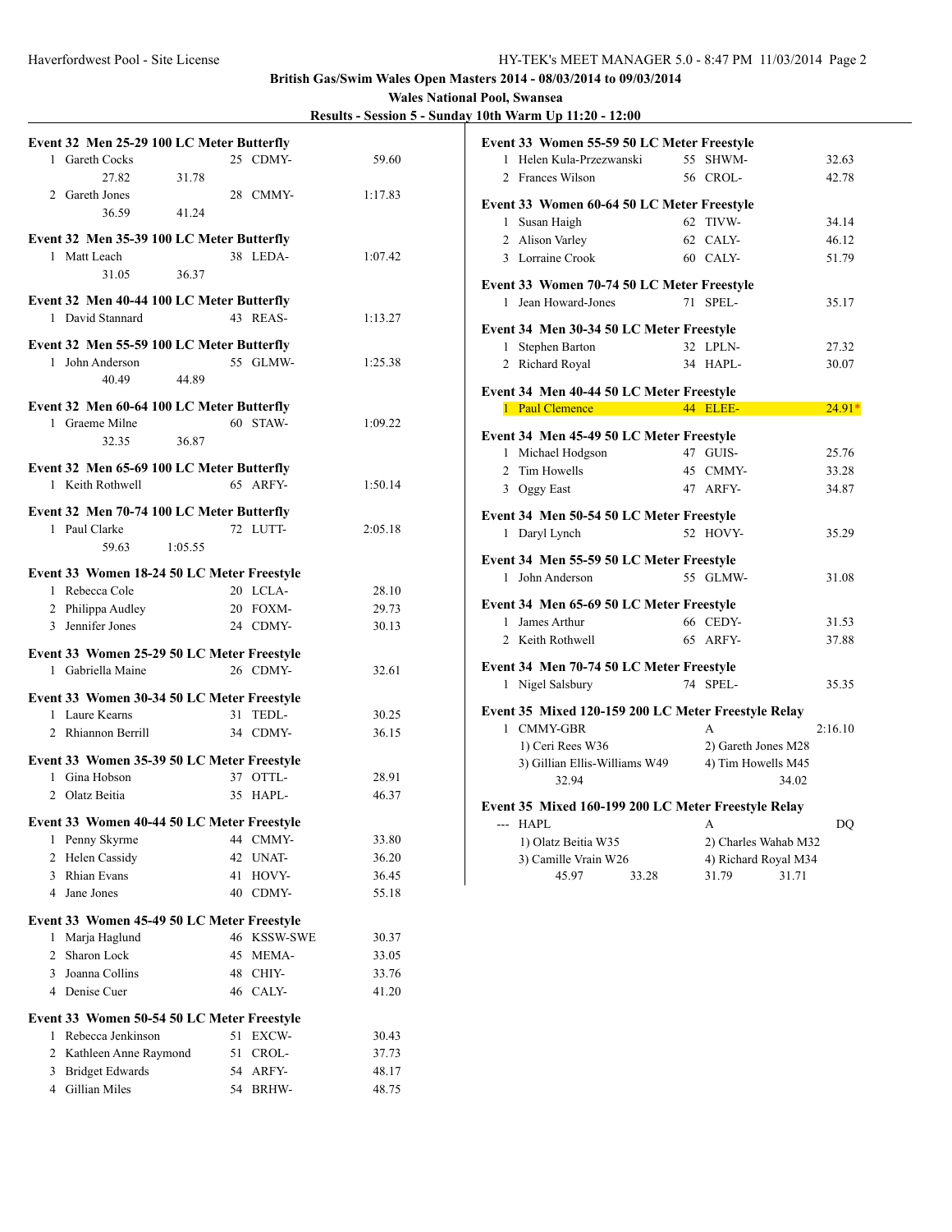**British Gas/Swim Wales Open Masters 2014 - 08/03/2014 to 09/03/2014**

**Wales National Pool, Swansea**

**Results - Session 5 - Sunday 10th Warm Up 11:20 - 12:00**

### Event 32 Men 25-29 100 LC Meter Butterfly

| | Name | Age | Team | Time |
|---|---|---|---|---|
| 1 | Gareth Cocks | 25 | CDMY- | 59.60 |
| | 27.82 | 31.78 | | |
| 2 | Gareth Jones | 28 | CMMY- | 1:17.83 |
| | 36.59 | 41.24 | | |

### Event 32 Men 35-39 100 LC Meter Butterfly

| | Name | Age | Team | Time |
|---|---|---|---|---|
| 1 | Matt Leach | 38 | LEDA- | 1:07.42 |
| | 31.05 | 36.37 | | |

### Event 32 Men 40-44 100 LC Meter Butterfly

| | Name | Age | Team | Time |
|---|---|---|---|---|
| 1 | David Stannard | 43 | REAS- | 1:13.27 |

### Event 32 Men 55-59 100 LC Meter Butterfly

| | Name | Age | Team | Time |
|---|---|---|---|---|
| 1 | John Anderson | 55 | GLMW- | 1:25.38 |
| | 40.49 | 44.89 | | |

### Event 32 Men 60-64 100 LC Meter Butterfly

| | Name | Age | Team | Time |
|---|---|---|---|---|
| 1 | Graeme Milne | 60 | STAW- | 1:09.22 |
| | 32.35 | 36.87 | | |

### Event 32 Men 65-69 100 LC Meter Butterfly

| | Name | Age | Team | Time |
|---|---|---|---|---|
| 1 | Keith Rothwell | 65 | ARFY- | 1:50.14 |

### Event 32 Men 70-74 100 LC Meter Butterfly

| | Name | Age | Team | Time |
|---|---|---|---|---|
| 1 | Paul Clarke | 72 | LUTT- | 2:05.18 |
| | 59.63 | 1:05.55 | | |

### Event 33 Women 18-24 50 LC Meter Freestyle

| | Name | Age | Team | Time |
|---|---|---|---|---|
| 1 | Rebecca Cole | 20 | LCLA- | 28.10 |
| 2 | Philippa Audley | 20 | FOXM- | 29.73 |
| 3 | Jennifer Jones | 24 | CDMY- | 30.13 |

### Event 33 Women 25-29 50 LC Meter Freestyle

| | Name | Age | Team | Time |
|---|---|---|---|---|
| 1 | Gabriella Maine | 26 | CDMY- | 32.61 |

### Event 33 Women 30-34 50 LC Meter Freestyle

| | Name | Age | Team | Time |
|---|---|---|---|---|
| 1 | Laure Kearns | 31 | TEDL- | 30.25 |
| 2 | Rhiannon Berrill | 34 | CDMY- | 36.15 |

### Event 33 Women 35-39 50 LC Meter Freestyle

| | Name | Age | Team | Time |
|---|---|---|---|---|
| 1 | Gina Hobson | 37 | OTTL- | 28.91 |
| 2 | Olatz Beitia | 35 | HAPL- | 46.37 |

### Event 33 Women 40-44 50 LC Meter Freestyle

| | Name | Age | Team | Time |
|---|---|---|---|---|
| 1 | Penny Skyrme | 44 | CMMY- | 33.80 |
| 2 | Helen Cassidy | 42 | UNAT- | 36.20 |
| 3 | Rhian Evans | 41 | HOVY- | 36.45 |
| 4 | Jane Jones | 40 | CDMY- | 55.18 |

### Event 33 Women 45-49 50 LC Meter Freestyle

| | Name | Age | Team | Time |
|---|---|---|---|---|
| 1 | Marja Haglund | 46 | KSSW-SWE | 30.37 |
| 2 | Sharon Lock | 45 | MEMA- | 33.05 |
| 3 | Joanna Collins | 48 | CHIY- | 33.76 |
| 4 | Denise Cuer | 46 | CALY- | 41.20 |

### Event 33 Women 50-54 50 LC Meter Freestyle

| | Name | Age | Team | Time |
|---|---|---|---|---|
| 1 | Rebecca Jenkinson | 51 | EXCW- | 30.43 |
| 2 | Kathleen Anne Raymond | 51 | CROL- | 37.73 |
| 3 | Bridget Edwards | 54 | ARFY- | 48.17 |
| 4 | Gillian Miles | 54 | BRHW- | 48.75 |

### Event 33 Women 55-59 50 LC Meter Freestyle

| | Name | Age | Team | Time |
|---|---|---|---|---|
| 1 | Helen Kula-Przezwanski | 55 | SHWM- | 32.63 |
| 2 | Frances Wilson | 56 | CROL- | 42.78 |

### Event 33 Women 60-64 50 LC Meter Freestyle

| | Name | Age | Team | Time |
|---|---|---|---|---|
| 1 | Susan Haigh | 62 | TIVW- | 34.14 |
| 2 | Alison Varley | 62 | CALY- | 46.12 |
| 3 | Lorraine Crook | 60 | CALY- | 51.79 |

### Event 33 Women 70-74 50 LC Meter Freestyle

| | Name | Age | Team | Time |
|---|---|---|---|---|
| 1 | Jean Howard-Jones | 71 | SPEL- | 35.17 |

### Event 34 Men 30-34 50 LC Meter Freestyle

| | Name | Age | Team | Time |
|---|---|---|---|---|
| 1 | Stephen Barton | 32 | LPLN- | 27.32 |
| 2 | Richard Royal | 34 | HAPL- | 30.07 |

### Event 34 Men 40-44 50 LC Meter Freestyle

| | Name | Age | Team | Time |
|---|---|---|---|---|
| 1 | Paul Clemence | 44 | ELEE- | 24.91* |

### Event 34 Men 45-49 50 LC Meter Freestyle

| | Name | Age | Team | Time |
|---|---|---|---|---|
| 1 | Michael Hodgson | 47 | GUIS- | 25.76 |
| 2 | Tim Howells | 45 | CMMY- | 33.28 |
| 3 | Oggy East | 47 | ARFY- | 34.87 |

### Event 34 Men 50-54 50 LC Meter Freestyle

| | Name | Age | Team | Time |
|---|---|---|---|---|
| 1 | Daryl Lynch | 52 | HOVY- | 35.29 |

### Event 34 Men 55-59 50 LC Meter Freestyle

| | Name | Age | Team | Time |
|---|---|---|---|---|
| 1 | John Anderson | 55 | GLMW- | 31.08 |

### Event 34 Men 65-69 50 LC Meter Freestyle

| | Name | Age | Team | Time |
|---|---|---|---|---|
| 1 | James Arthur | 66 | CEDY- | 31.53 |
| 2 | Keith Rothwell | 65 | ARFY- | 37.88 |

### Event 34 Men 70-74 50 LC Meter Freestyle

| | Name | Age | Team | Time |
|---|---|---|---|---|
| 1 | Nigel Salsbury | 74 | SPEL- | 35.35 |

### Event 35 Mixed 120-159 200 LC Meter Freestyle Relay

| | Team | Relay | Time |
|---|---|---|---|
| 1 | CMMY-GBR | A | 2:16.10 |

1) Ceri Rees W36 2) Gareth Jones M28
3) Gillian Ellis-Williams W49 4) Tim Howells M45
32.94 34.02

### Event 35 Mixed 160-199 200 LC Meter Freestyle Relay

| | Team | Relay | Time |
|---|---|---|---|
| --- | HAPL | A | DQ |

1) Olatz Beitia W35 2) Charles Wahab M32
3) Camille Vrain W26 4) Richard Royal M34
45.97 33.28 31.79 31.71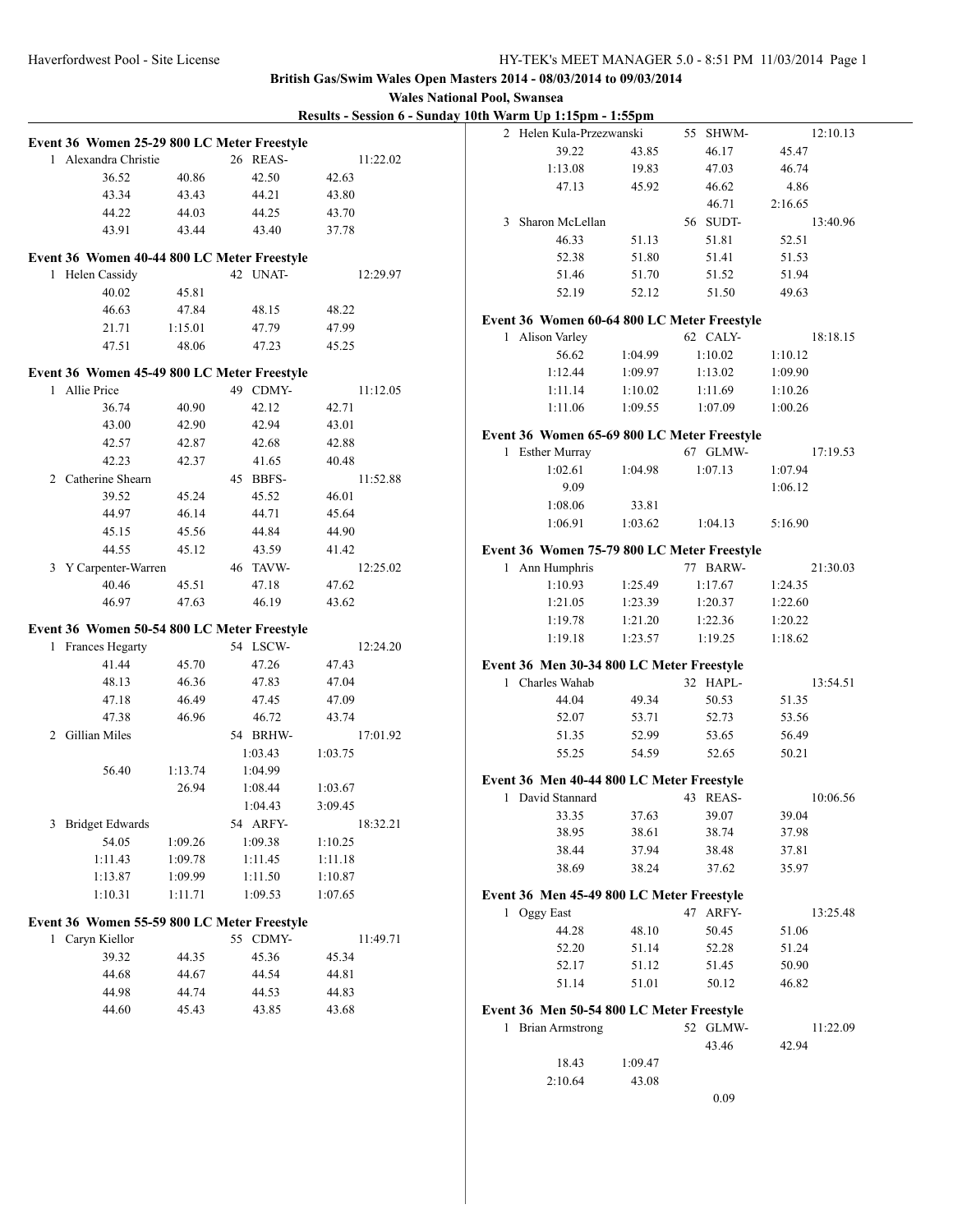British Gas/Swim Wales Open Masters 2014 - 08/03/2014 to 09/03/2014

Wales National Pool, Swansea

Results - Session 6 - Sunday 10th Warm Up 1:15pm - 1:55pm

### Event 36 Women 25-29 800 LC Meter Freestyle

| | | | | |
|---|---|---|---|---|
| 1 Alexandra Christie | | 26 REAS- | | 11:22.02 |
| 36.52 | 40.86 | 42.50 | 42.63 | |
| 43.34 | 43.43 | 44.21 | 43.80 | |
| 44.22 | 44.03 | 44.25 | 43.70 | |
| 43.91 | 43.44 | 43.40 | 37.78 | |

### Event 36 Women 40-44 800 LC Meter Freestyle

| | | | | |
|---|---|---|---|---|
| 1 Helen Cassidy | | 42 UNAT- | | 12:29.97 |
| 40.02 | 45.81 | | | |
| 46.63 | 47.84 | 48.15 | 48.22 | |
| 21.71 | 1:15.01 | 47.79 | 47.99 | |
| 47.51 | 48.06 | 47.23 | 45.25 | |

### Event 36 Women 45-49 800 LC Meter Freestyle

| | | | | |
|---|---|---|---|---|
| 1 Allie Price | | 49 CDMY- | | 11:12.05 |
| 36.74 | 40.90 | 42.12 | 42.71 | |
| 43.00 | 42.90 | 42.94 | 43.01 | |
| 42.57 | 42.87 | 42.68 | 42.88 | |
| 42.23 | 42.37 | 41.65 | 40.48 | |
| 2 Catherine Shearn | | 45 BBFS- | | 11:52.88 |
| 39.52 | 45.24 | 45.52 | 46.01 | |
| 44.97 | 46.14 | 44.71 | 45.64 | |
| 45.15 | 45.56 | 44.84 | 44.90 | |
| 44.55 | 45.12 | 43.59 | 41.42 | |
| 3 Y Carpenter-Warren | | 46 TAVW- | | 12:25.02 |
| 40.46 | 45.51 | 47.18 | 47.62 | |
| 46.97 | 47.63 | 46.19 | 43.62 | |

### Event 36 Women 50-54 800 LC Meter Freestyle

| | | | | |
|---|---|---|---|---|
| 1 Frances Hegarty | | 54 LSCW- | | 12:24.20 |
| 41.44 | 45.70 | 47.26 | 47.43 | |
| 48.13 | 46.36 | 47.83 | 47.04 | |
| 47.18 | 46.49 | 47.45 | 47.09 | |
| 47.38 | 46.96 | 46.72 | 43.74 | |
| 2 Gillian Miles | | 54 BRHW- | | 17:01.92 |
| | | 1:03.43 | 1:03.75 | |
| 56.40 | 1:13.74 | 1:04.99 | | |
| | 26.94 | 1:08.44 | 1:03.67 | |
| | | 1:04.43 | 3:09.45 | |
| 3 Bridget Edwards | | 54 ARFY- | | 18:32.21 |
| 54.05 | 1:09.26 | 1:09.38 | 1:10.25 | |
| 1:11.43 | 1:09.78 | 1:11.45 | 1:11.18 | |
| 1:13.87 | 1:09.99 | 1:11.50 | 1:10.87 | |
| 1:10.31 | 1:11.71 | 1:09.53 | 1:07.65 | |

### Event 36 Women 55-59 800 LC Meter Freestyle

| | | | | |
|---|---|---|---|---|
| 1 Caryn Kiellor | | 55 CDMY- | | 11:49.71 |
| 39.32 | 44.35 | 45.36 | 45.34 | |
| 44.68 | 44.67 | 44.54 | 44.81 | |
| 44.98 | 44.74 | 44.53 | 44.83 | |
| 44.60 | 45.43 | 43.85 | 43.68 | |
| 2 Helen Kula-Przezwanski | | 55 SHWM- | | 12:10.13 |
| 39.22 | 43.85 | 46.17 | 45.47 | |
| 1:13.08 | 19.83 | 47.03 | 46.74 | |
| 47.13 | 45.92 | 46.62 | 4.86 | |
| | | 46.71 | 2:16.65 | |
| 3 Sharon McLellan | | 56 SUDT- | | 13:40.96 |
| 46.33 | 51.13 | 51.81 | 52.51 | |
| 52.38 | 51.80 | 51.41 | 51.53 | |
| 51.46 | 51.70 | 51.52 | 51.94 | |
| 52.19 | 52.12 | 51.50 | 49.63 | |

### Event 36 Women 60-64 800 LC Meter Freestyle

| | | | | |
|---|---|---|---|---|
| 1 Alison Varley | | 62 CALY- | | 18:18.15 |
| 56.62 | 1:04.99 | 1:10.02 | 1:10.12 | |
| 1:12.44 | 1:09.97 | 1:13.02 | 1:09.90 | |
| 1:11.14 | 1:10.02 | 1:11.69 | 1:10.26 | |
| 1:11.06 | 1:09.55 | 1:07.09 | 1:00.26 | |

### Event 36 Women 65-69 800 LC Meter Freestyle

| | | | | |
|---|---|---|---|---|
| 1 Esther Murray | | 67 GLMW- | | 17:19.53 |
| 1:02.61 | 1:04.98 | 1:07.13 | 1:07.94 | |
| 9.09 | | | 1:06.12 | |
| 1:08.06 | 33.81 | | | |
| 1:06.91 | 1:03.62 | 1:04.13 | 5:16.90 | |

### Event 36 Women 75-79 800 LC Meter Freestyle

| | | | | |
|---|---|---|---|---|
| 1 Ann Humphris | | 77 BARW- | | 21:30.03 |
| 1:10.93 | 1:25.49 | 1:17.67 | 1:24.35 | |
| 1:21.05 | 1:23.39 | 1:20.37 | 1:22.60 | |
| 1:19.78 | 1:21.20 | 1:22.36 | 1:20.22 | |
| 1:19.18 | 1:23.57 | 1:19.25 | 1:18.62 | |

### Event 36 Men 30-34 800 LC Meter Freestyle

| | | | | |
|---|---|---|---|---|
| 1 Charles Wahab | | 32 HAPL- | | 13:54.51 |
| 44.04 | 49.34 | 50.53 | 51.35 | |
| 52.07 | 53.71 | 52.73 | 53.56 | |
| 51.35 | 52.99 | 53.65 | 56.49 | |
| 55.25 | 54.59 | 52.65 | 50.21 | |

### Event 36 Men 40-44 800 LC Meter Freestyle

| | | | | |
|---|---|---|---|---|
| 1 David Stannard | | 43 REAS- | | 10:06.56 |
| 33.35 | 37.63 | 39.07 | 39.04 | |
| 38.95 | 38.61 | 38.74 | 37.98 | |
| 38.44 | 37.94 | 38.48 | 37.81 | |
| 38.69 | 38.24 | 37.62 | 35.97 | |

### Event 36 Men 45-49 800 LC Meter Freestyle

| | | | | |
|---|---|---|---|---|
| 1 Oggy East | | 47 ARFY- | | 13:25.48 |
| 44.28 | 48.10 | 50.45 | 51.06 | |
| 52.20 | 51.14 | 52.28 | 51.24 | |
| 52.17 | 51.12 | 51.45 | 50.90 | |
| 51.14 | 51.01 | 50.12 | 46.82 | |

### Event 36 Men 50-54 800 LC Meter Freestyle

| | | | | |
|---|---|---|---|---|
| 1 Brian Armstrong | | 52 GLMW- | | 11:22.09 |
| | | 43.46 | 42.94 | |
| 18.43 | 1:09.47 | | | |
| 2:10.64 | 43.08 | | | |
| | | 0.09 | | |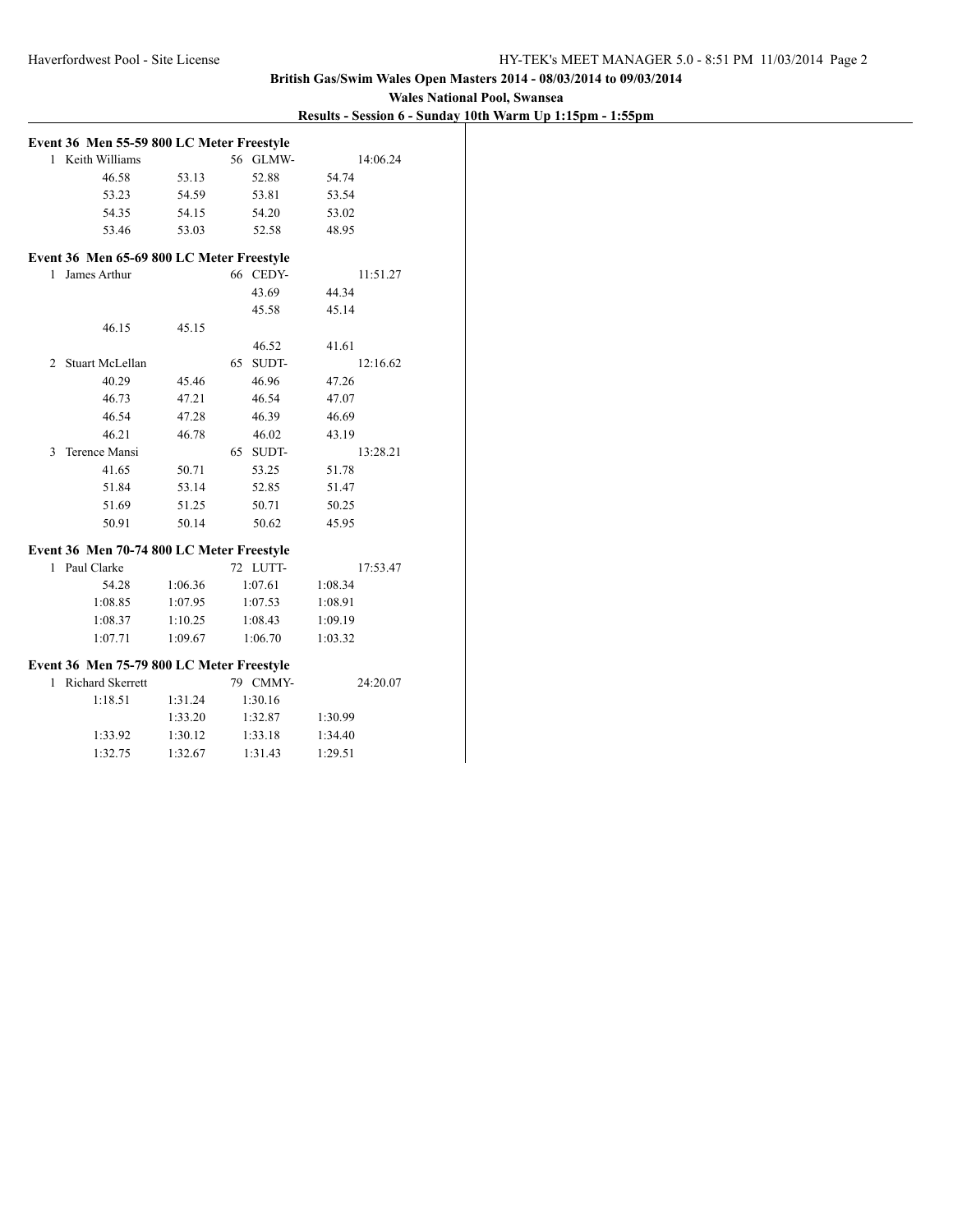British Gas/Swim Wales Open Masters 2014 - 08/03/2014 to 09/03/2014

Wales National Pool, Swansea

**Results - Session 6 - Sunday 10th Warm Up 1:15pm - 1:55pm**

### Event 36 Men 55-59 800 LC Meter Freestyle

| | | | | |
|---|---|---|---|---|
| 1 Keith Williams | | 56 GLMW- | | 14:06.24 |
| 46.58 | 53.13 | 52.88 | 54.74 | |
| 53.23 | 54.59 | 53.81 | 53.54 | |
| 54.35 | 54.15 | 54.20 | 53.02 | |
| 53.46 | 53.03 | 52.58 | 48.95 | |

### Event 36 Men 65-69 800 LC Meter Freestyle

| | | | | |
|---|---|---|---|---|
| 1 James Arthur | | 66 CEDY- | | 11:51.27 |
| | | 43.69 | 44.34 | |
| | | 45.58 | 45.14 | |
| 46.15 | 45.15 | | | |
| | | 46.52 | 41.61 | |
| 2 Stuart McLellan | | 65 SUDT- | | 12:16.62 |
| 40.29 | 45.46 | 46.96 | 47.26 | |
| 46.73 | 47.21 | 46.54 | 47.07 | |
| 46.54 | 47.28 | 46.39 | 46.69 | |
| 46.21 | 46.78 | 46.02 | 43.19 | |
| 3 Terence Mansi | | 65 SUDT- | | 13:28.21 |
| 41.65 | 50.71 | 53.25 | 51.78 | |
| 51.84 | 53.14 | 52.85 | 51.47 | |
| 51.69 | 51.25 | 50.71 | 50.25 | |
| 50.91 | 50.14 | 50.62 | 45.95 | |

### Event 36 Men 70-74 800 LC Meter Freestyle

| | | | | |
|---|---|---|---|---|
| 1 Paul Clarke | | 72 LUTT- | | 17:53.47 |
| 54.28 | 1:06.36 | 1:07.61 | 1:08.34 | |
| 1:08.85 | 1:07.95 | 1:07.53 | 1:08.91 | |
| 1:08.37 | 1:10.25 | 1:08.43 | 1:09.19 | |
| 1:07.71 | 1:09.67 | 1:06.70 | 1:03.32 | |

### Event 36 Men 75-79 800 LC Meter Freestyle

| | | | | |
|---|---|---|---|---|
| 1 Richard Skerrett | | 79 CMMY- | | 24:20.07 |
| 1:18.51 | 1:31.24 | 1:30.16 | | |
| | 1:33.20 | 1:32.87 | 1:30.99 | |
| 1:33.92 | 1:30.12 | 1:33.18 | 1:34.40 | |
| 1:32.75 | 1:32.67 | 1:31.43 | 1:29.51 | |